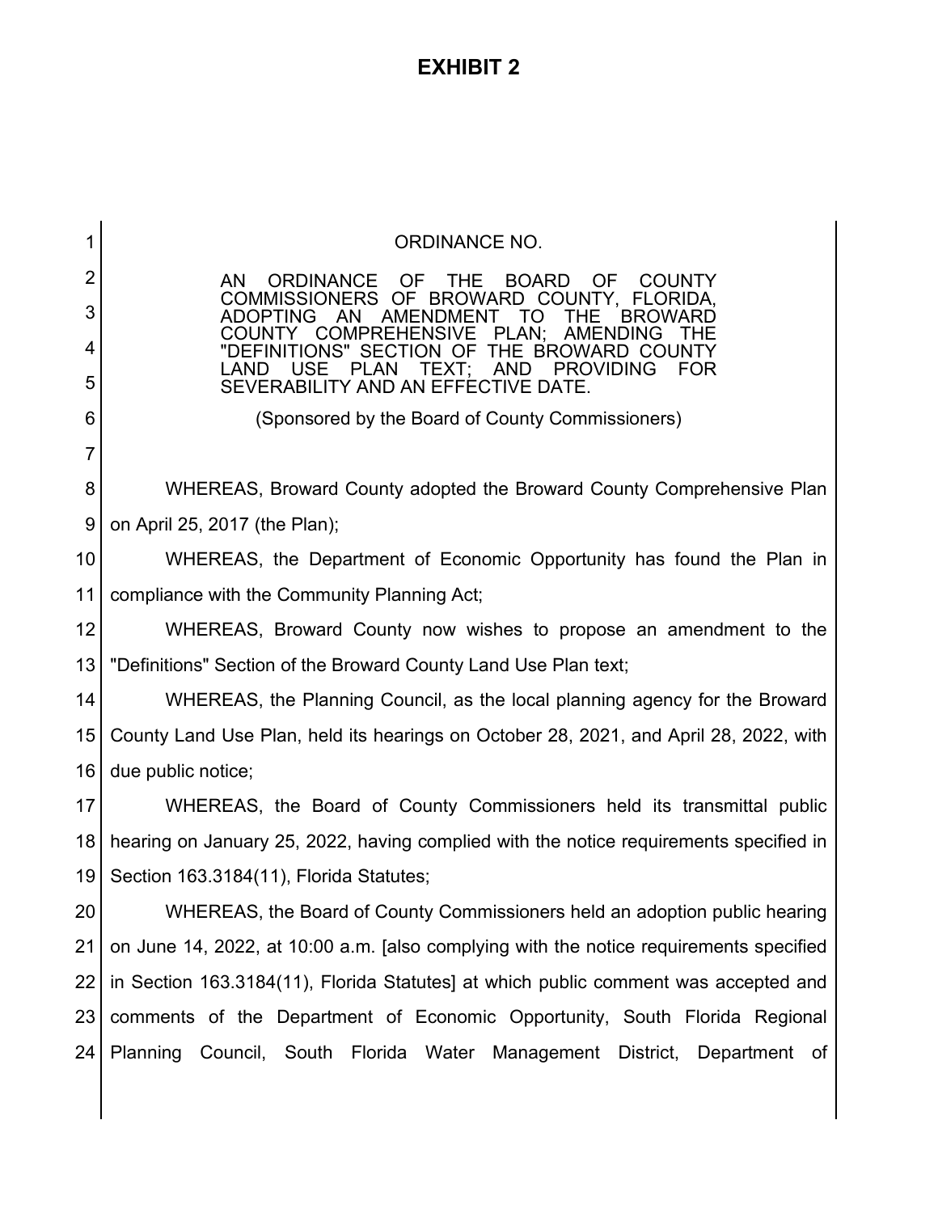# EXHIBIT 2

ORDINANCE NO.

AN ORDINANCE OF THE BOARD OF COUNTY COMMISSIONERS OF BROWARD COUNTY, FLORIDA, ADOPTING AN AMENDMENT TO THE BROWARD COUNTY COMPREHENSIVE PLAN; AMENDING THE "DEFINITIONS" SECTION OF THE BROWARD COUNTY LAND USE PLAN TEXT; AND PROVIDING FOR SEVERABILITY AND AN EFFECTIVE DATE.

(Sponsored by the Board of County Commissioners)

WHEREAS, Broward County adopted the Broward County Comprehensive Plan on April 25, 2017 (the Plan);

WHEREAS, the Department of Economic Opportunity has found the Plan in compliance with the Community Planning Act;

WHEREAS, Broward County now wishes to propose an amendment to the "Definitions" Section of the Broward County Land Use Plan text;

WHEREAS, the Planning Council, as the local planning agency for the Broward County Land Use Plan, held its hearings on October 28, 2021, and April 28, 2022, with due public notice;

WHEREAS, the Board of County Commissioners held its transmittal public hearing on January 25, 2022, having complied with the notice requirements specified in Section 163.3184(11), Florida Statutes;

WHEREAS, the Board of County Commissioners held an adoption public hearing on June 14, 2022, at 10:00 a.m. [also complying with the notice requirements specified in Section 163.3184(11), Florida Statutes] at which public comment was accepted and comments of the Department of Economic Opportunity, South Florida Regional Planning Council, South Florida Water Management District, Department of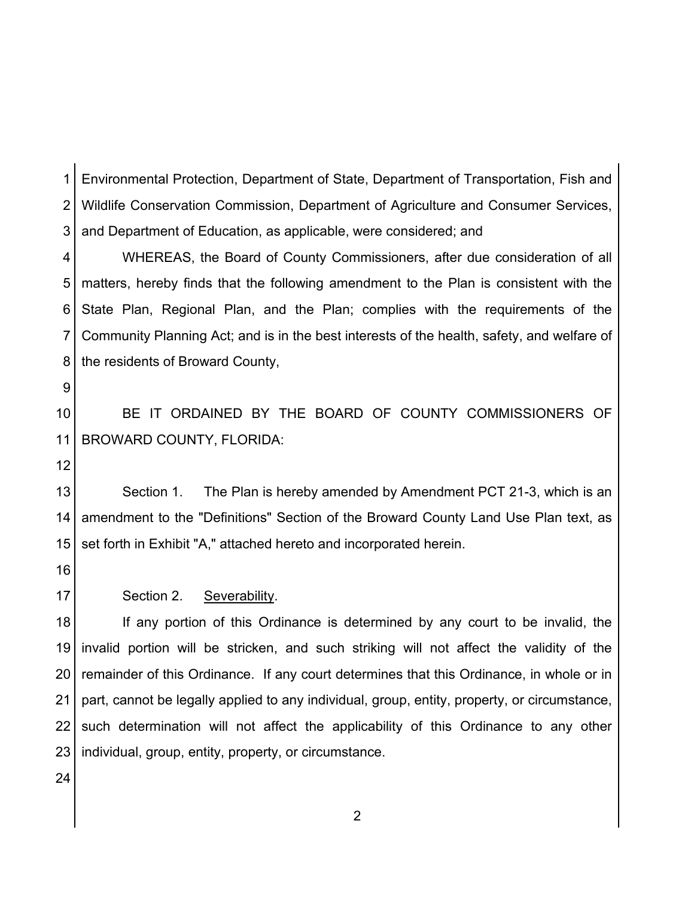Environmental Protection, Department of State, Department of Transportation, Fish and Wildlife Conservation Commission, Department of Agriculture and Consumer Services, and Department of Education, as applicable, were considered; and

WHEREAS, the Board of County Commissioners, after due consideration of all matters, hereby finds that the following amendment to the Plan is consistent with the State Plan, Regional Plan, and the Plan; complies with the requirements of the Community Planning Act; and is in the best interests of the health, safety, and welfare of the residents of Broward County,

BE IT ORDAINED BY THE BOARD OF COUNTY COMMISSIONERS OF BROWARD COUNTY, FLORIDA:

Section 1. The Plan is hereby amended by Amendment PCT 21-3, which is an amendment to the "Definitions" Section of the Broward County Land Use Plan text, as set forth in Exhibit "A," attached hereto and incorporated herein.

Section 2. Severability.

If any portion of this Ordinance is determined by any court to be invalid, the invalid portion will be stricken, and such striking will not affect the validity of the remainder of this Ordinance. If any court determines that this Ordinance, in whole or in part, cannot be legally applied to any individual, group, entity, property, or circumstance, such determination will not affect the applicability of this Ordinance to any other individual, group, entity, property, or circumstance.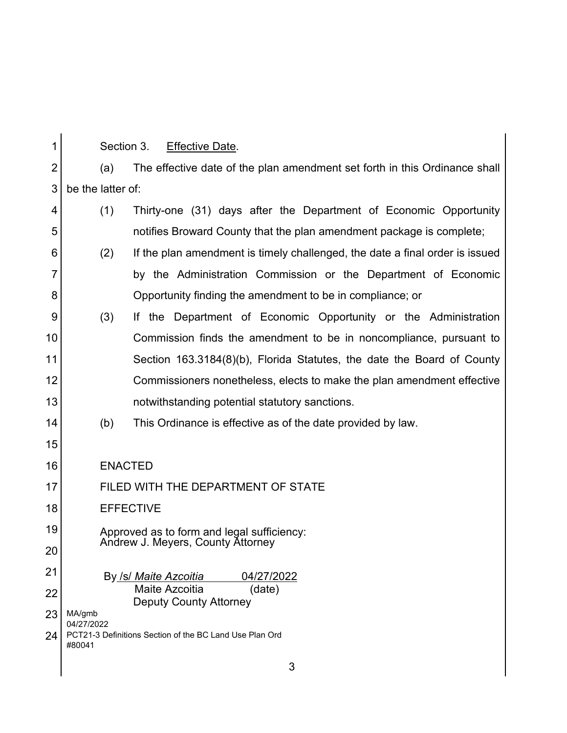Section 3. <u>Effective Date</u>.

(a) The effective date of the plan amendment set forth in this Ordinance shall be the latter of:

(1) Thirty-one (31) days after the Department of Economic Opportunity notifies Broward County that the plan amendment package is complete;

(2) If the plan amendment is timely challenged, the date a final order is issued by the Administration Commission or the Department of Economic Opportunity finding the amendment to be in compliance; or

(3) If the Department of Economic Opportunity or the Administration Commission finds the amendment to be in noncompliance, pursuant to Section 163.3184(8)(b), Florida Statutes, the date the Board of County Commissioners nonetheless, elects to make the plan amendment effective notwithstanding potential statutory sanctions.

(b) This Ordinance is effective as of the date provided by law.

ENACTED

FILED WITH THE DEPARTMENT OF STATE

EFFECTIVE

Approved as to form and legal sufficiency:
Andrew J. Meyers, County Attorney

By /s/ *Maite Azcoitia* 04/27/2022
Maite Azcoitia (date)
Deputy County Attorney

MA/gmb
04/27/2022
PCT21-3 Definitions Section of the BC Land Use Plan Ord
#80041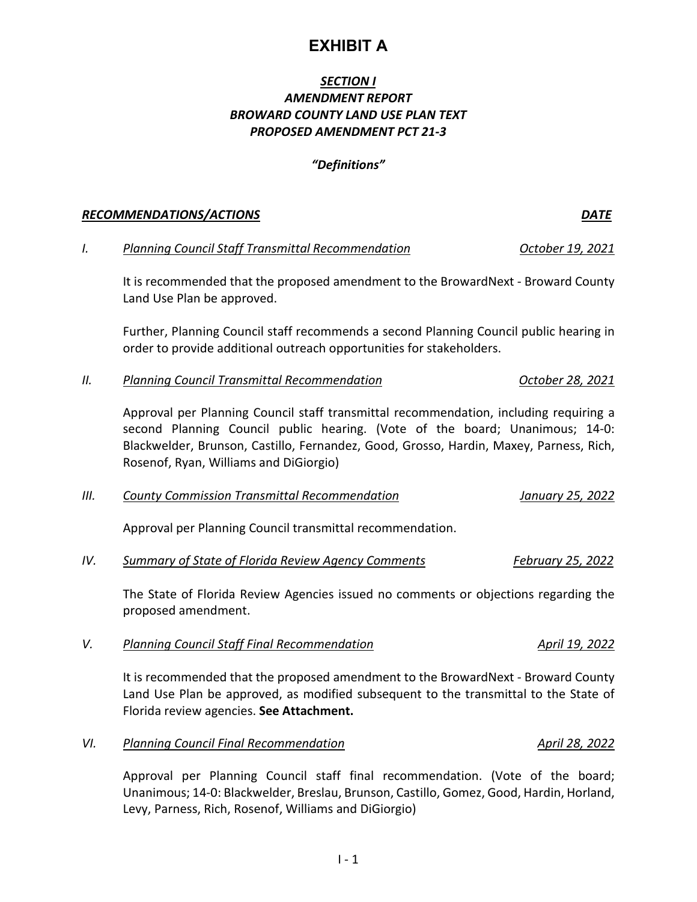# EXHIBIT A

## *SECTION I*
## *AMENDMENT REPORT*
## *BROWARD COUNTY LAND USE PLAN TEXT*
## *PROPOSED AMENDMENT PCT 21-3*

### *"Definitions"*

***RECOMMENDATIONS/ACTIONS*** — ***DATE***

*I. Planning Council Staff Transmittal Recommendation* — *October 19, 2021*

It is recommended that the proposed amendment to the BrowardNext - Broward County Land Use Plan be approved.

Further, Planning Council staff recommends a second Planning Council public hearing in order to provide additional outreach opportunities for stakeholders.

*II. Planning Council Transmittal Recommendation* — *October 28, 2021*

Approval per Planning Council staff transmittal recommendation, including requiring a second Planning Council public hearing. (Vote of the board; Unanimous; 14-0: Blackwelder, Brunson, Castillo, Fernandez, Good, Grosso, Hardin, Maxey, Parness, Rich, Rosenof, Ryan, Williams and DiGiorgio)

*III. County Commission Transmittal Recommendation* — *January 25, 2022*

Approval per Planning Council transmittal recommendation.

*IV. Summary of State of Florida Review Agency Comments* — *February 25, 2022*

The State of Florida Review Agencies issued no comments or objections regarding the proposed amendment.

*V. Planning Council Staff Final Recommendation* — *April 19, 2022*

It is recommended that the proposed amendment to the BrowardNext - Broward County Land Use Plan be approved, as modified subsequent to the transmittal to the State of Florida review agencies. **See Attachment.**

*VI. Planning Council Final Recommendation* — *April 28, 2022*

Approval per Planning Council staff final recommendation. (Vote of the board; Unanimous; 14-0: Blackwelder, Breslau, Brunson, Castillo, Gomez, Good, Hardin, Horland, Levy, Parness, Rich, Rosenof, Williams and DiGiorgio)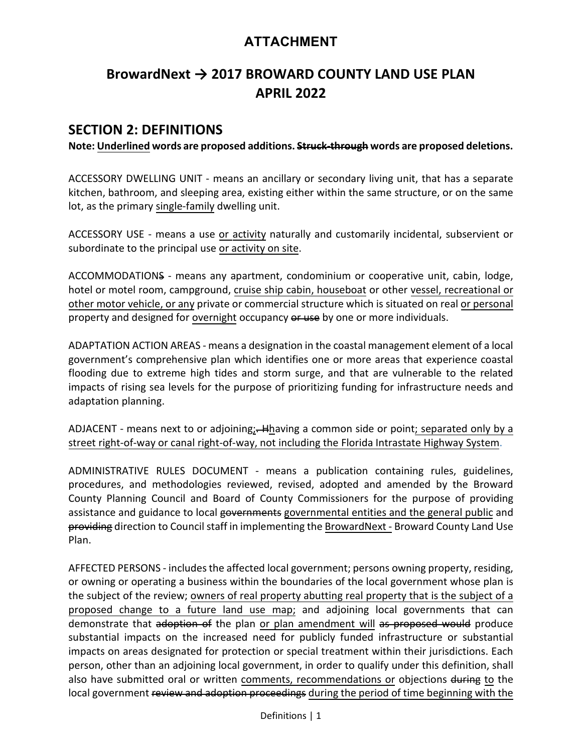# ATTACHMENT

## BrowardNext → 2017 BROWARD COUNTY LAND USE PLAN APRIL 2022

## SECTION 2: DEFINITIONS

**Note: <u>Underlined</u> words are proposed additions. ~~Struck-through~~ words are proposed deletions.**

ACCESSORY DWELLING UNIT - means an ancillary or secondary living unit, that has a separate kitchen, bathroom, and sleeping area, existing either within the same structure, or on the same lot, as the primary <u>single-family</u> dwelling unit.

ACCESSORY USE - means a use <u>or activity</u> naturally and customarily incidental, subservient or subordinate to the principal use <u>or activity on site</u>.

ACCOMMODATION~~S~~ - means any apartment, condominium or cooperative unit, cabin, lodge, hotel or motel room, campground, <u>cruise ship cabin, houseboat</u> or other <u>vessel, recreational or other motor vehicle, or any</u> private or commercial structure which is situated on real <u>or personal</u> property and designed for <u>overnight</u> occupancy ~~or use~~ by one or more individuals.

ADAPTATION ACTION AREAS - means a designation in the coastal management element of a local government's comprehensive plan which identifies one or more areas that experience coastal flooding due to extreme high tides and storm surge, and that are vulnerable to the related impacts of rising sea levels for the purpose of prioritizing funding for infrastructure needs and adaptation planning.

ADJACENT - means next to or adjoining<u>;</u>~~. H~~<u>h</u>aving a common side or point<u>; separated only by a street right-of-way or canal right-of-way, not including the Florida Intrastate Highway System</u>.

ADMINISTRATIVE RULES DOCUMENT - means a publication containing rules, guidelines, procedures, and methodologies reviewed, revised, adopted and amended by the Broward County Planning Council and Board of County Commissioners for the purpose of providing assistance and guidance to local ~~governments~~ <u>governmental entities and the general public</u> and ~~providing~~ direction to Council staff in implementing the <u>BrowardNext -</u> Broward County Land Use Plan.

AFFECTED PERSONS - includes the affected local government; persons owning property, residing, or owning or operating a business within the boundaries of the local government whose plan is the subject of the review; <u>owners of real property abutting real property that is the subject of a proposed change to a future land use map;</u> and adjoining local governments that can demonstrate that ~~adoption of~~ the plan <u>or plan amendment will</u> ~~as proposed would~~ produce substantial impacts on the increased need for publicly funded infrastructure or substantial impacts on areas designated for protection or special treatment within their jurisdictions. Each person, other than an adjoining local government, in order to qualify under this definition, shall also have submitted oral or written <u>comments, recommendations or</u> objections ~~during~~ <u>to</u> the local government ~~review and adoption proceedings~~ <u>during the period of time beginning with the</u>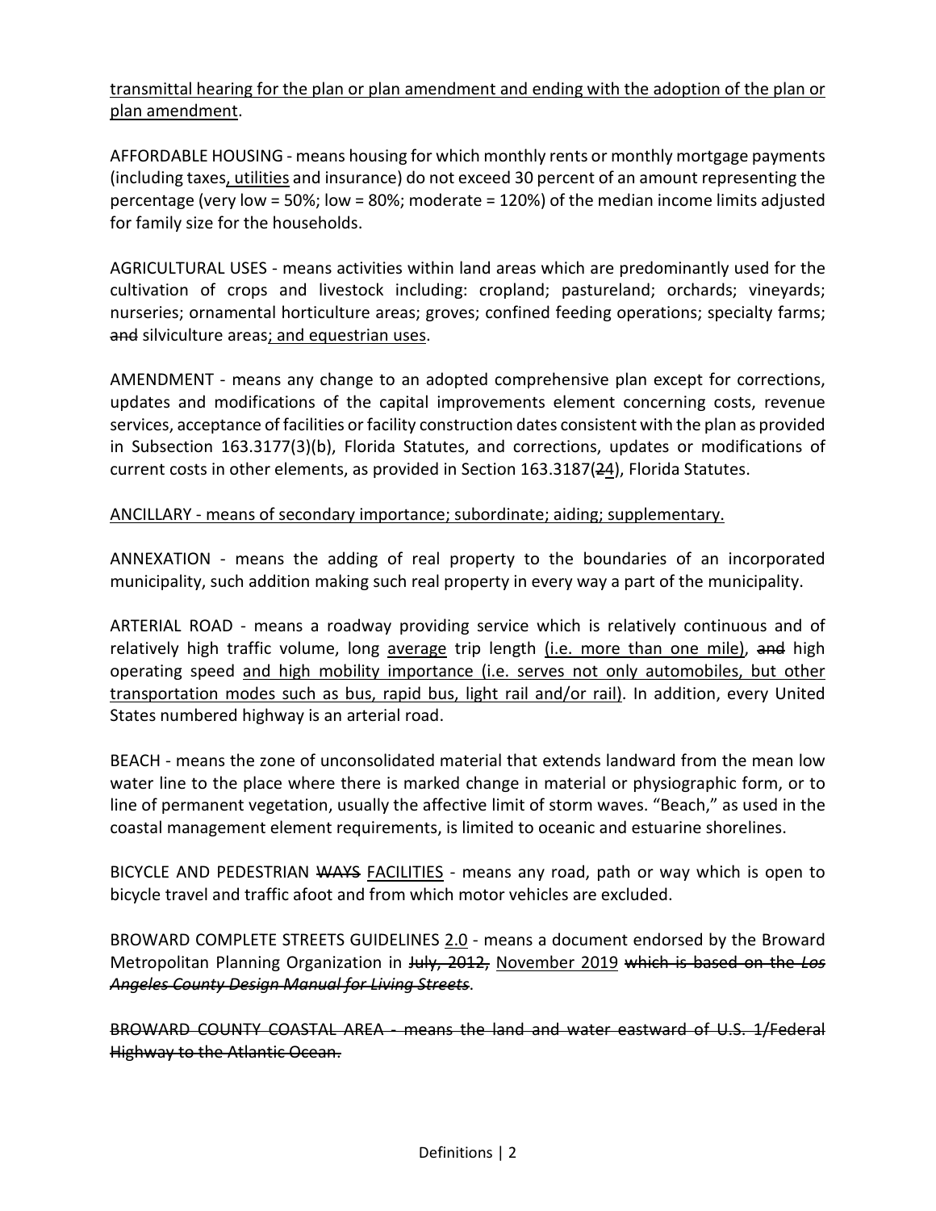transmittal hearing for the plan or plan amendment and ending with the adoption of the plan or plan amendment.

AFFORDABLE HOUSING - means housing for which monthly rents or monthly mortgage payments (including taxes, utilities and insurance) do not exceed 30 percent of an amount representing the percentage (very low = 50%; low = 80%; moderate = 120%) of the median income limits adjusted for family size for the households.

AGRICULTURAL USES - means activities within land areas which are predominantly used for the cultivation of crops and livestock including: cropland; pastureland; orchards; vineyards; nurseries; ornamental horticulture areas; groves; confined feeding operations; specialty farms; ~~and~~ silviculture areas; and equestrian uses.

AMENDMENT - means any change to an adopted comprehensive plan except for corrections, updates and modifications of the capital improvements element concerning costs, revenue services, acceptance of facilities or facility construction dates consistent with the plan as provided in Subsection 163.3177(3)(b), Florida Statutes, and corrections, updates or modifications of current costs in other elements, as provided in Section 163.3187(~~2~~4), Florida Statutes.

ANCILLARY - means of secondary importance; subordinate; aiding; supplementary.

ANNEXATION - means the adding of real property to the boundaries of an incorporated municipality, such addition making such real property in every way a part of the municipality.

ARTERIAL ROAD - means a roadway providing service which is relatively continuous and of relatively high traffic volume, long average trip length (i.e. more than one mile), ~~and~~ high operating speed and high mobility importance (i.e. serves not only automobiles, but other transportation modes such as bus, rapid bus, light rail and/or rail). In addition, every United States numbered highway is an arterial road.

BEACH - means the zone of unconsolidated material that extends landward from the mean low water line to the place where there is marked change in material or physiographic form, or to line of permanent vegetation, usually the affective limit of storm waves. "Beach," as used in the coastal management element requirements, is limited to oceanic and estuarine shorelines.

BICYCLE AND PEDESTRIAN ~~WAYS~~ FACILITIES - means any road, path or way which is open to bicycle travel and traffic afoot and from which motor vehicles are excluded.

BROWARD COMPLETE STREETS GUIDELINES 2.0 - means a document endorsed by the Broward Metropolitan Planning Organization in ~~July, 2012,~~ November 2019 ~~which is based on the *Los Angeles County Design Manual for Living Streets*~~.

~~BROWARD COUNTY COASTAL AREA - means the land and water eastward of U.S. 1/Federal Highway to the Atlantic Ocean.~~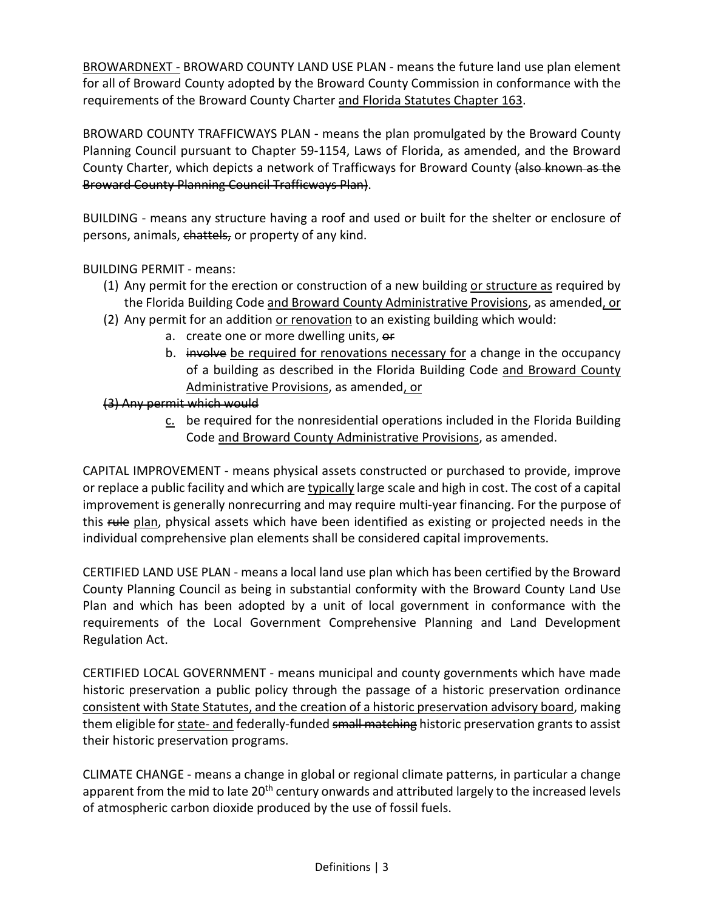<u>BROWARDNEXT -</u> BROWARD COUNTY LAND USE PLAN - means the future land use plan element for all of Broward County adopted by the Broward County Commission in conformance with the requirements of the Broward County Charter <u>and Florida Statutes Chapter 163</u>.

BROWARD COUNTY TRAFFICWAYS PLAN - means the plan promulgated by the Broward County Planning Council pursuant to Chapter 59-1154, Laws of Florida, as amended, and the Broward County Charter, which depicts a network of Trafficways for Broward County ~~(also known as the Broward County Planning Council Trafficways Plan)~~.

BUILDING - means any structure having a roof and used or built for the shelter or enclosure of persons, animals, ~~chattels,~~ or property of any kind.

BUILDING PERMIT - means:

(1) Any permit for the erection or construction of a new building <u>or structure as</u> required by the Florida Building Code <u>and Broward County Administrative Provisions</u>, as amended<u>, or</u>

(2) Any permit for an addition <u>or renovation</u> to an existing building which would:

   a. create one or more dwelling units, ~~or~~

   b. ~~involve~~ <u>be required for renovations necessary for</u> a change in the occupancy of a building as described in the Florida Building Code <u>and Broward County Administrative Provisions</u>, as amended<u>, or</u>

~~(3) Any permit which would~~

   <u>c.</u> be required for the nonresidential operations included in the Florida Building Code <u>and Broward County Administrative Provisions</u>, as amended.

CAPITAL IMPROVEMENT - means physical assets constructed or purchased to provide, improve or replace a public facility and which are <u>typically</u> large scale and high in cost. The cost of a capital improvement is generally nonrecurring and may require multi-year financing. For the purpose of this ~~rule~~ <u>plan</u>, physical assets which have been identified as existing or projected needs in the individual comprehensive plan elements shall be considered capital improvements.

CERTIFIED LAND USE PLAN - means a local land use plan which has been certified by the Broward County Planning Council as being in substantial conformity with the Broward County Land Use Plan and which has been adopted by a unit of local government in conformance with the requirements of the Local Government Comprehensive Planning and Land Development Regulation Act.

CERTIFIED LOCAL GOVERNMENT - means municipal and county governments which have made historic preservation a public policy through the passage of a historic preservation ordinance <u>consistent with State Statutes, and the creation of a historic preservation advisory board</u>, making them eligible for <u>state- and</u> federally-funded ~~small matching~~ historic preservation grants to assist their historic preservation programs.

CLIMATE CHANGE - means a change in global or regional climate patterns, in particular a change apparent from the mid to late 20th century onwards and attributed largely to the increased levels of atmospheric carbon dioxide produced by the use of fossil fuels.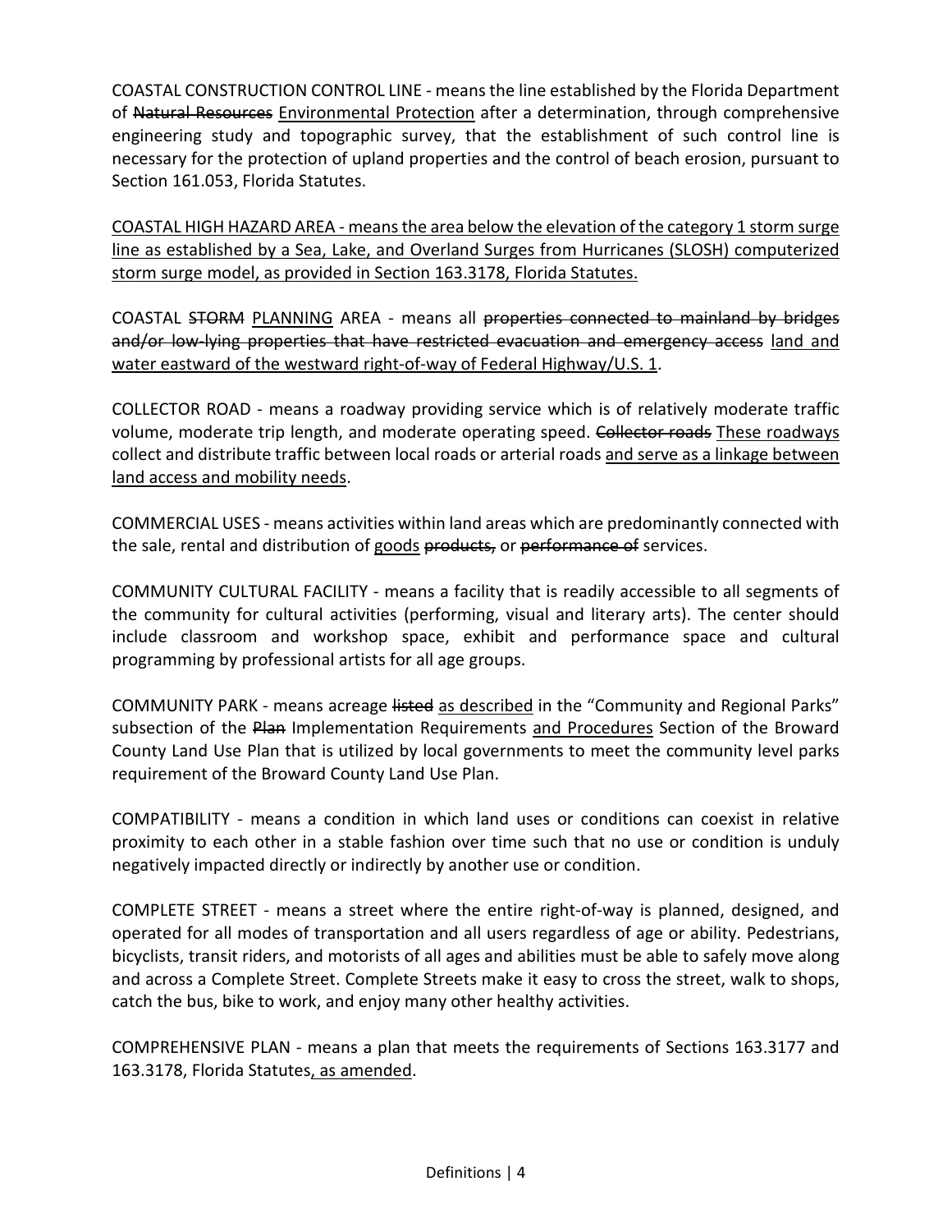COASTAL CONSTRUCTION CONTROL LINE - means the line established by the Florida Department of ~~Natural Resources~~ <u>Environmental Protection</u> after a determination, through comprehensive engineering study and topographic survey, that the establishment of such control line is necessary for the protection of upland properties and the control of beach erosion, pursuant to Section 161.053, Florida Statutes.

<u>COASTAL HIGH HAZARD AREA - means the area below the elevation of the category 1 storm surge line as established by a Sea, Lake, and Overland Surges from Hurricanes (SLOSH) computerized storm surge model, as provided in Section 163.3178, Florida Statutes.</u>

COASTAL ~~STORM~~ <u>PLANNING</u> AREA - means all ~~properties connected to mainland by bridges and/or low-lying properties that have restricted evacuation and emergency access~~ <u>land and water eastward of the westward right-of-way of Federal Highway/U.S. 1</u>.

COLLECTOR ROAD - means a roadway providing service which is of relatively moderate traffic volume, moderate trip length, and moderate operating speed. ~~Collector roads~~ <u>These roadways</u> collect and distribute traffic between local roads or arterial roads <u>and serve as a linkage between land access and mobility needs</u>.

COMMERCIAL USES - means activities within land areas which are predominantly connected with the sale, rental and distribution of <u>goods</u> ~~products,~~ or ~~performance of~~ services.

COMMUNITY CULTURAL FACILITY - means a facility that is readily accessible to all segments of the community for cultural activities (performing, visual and literary arts). The center should include classroom and workshop space, exhibit and performance space and cultural programming by professional artists for all age groups.

COMMUNITY PARK - means acreage ~~listed~~ <u>as described</u> in the "Community and Regional Parks" subsection of the ~~Plan~~ Implementation Requirements <u>and Procedures</u> Section of the Broward County Land Use Plan that is utilized by local governments to meet the community level parks requirement of the Broward County Land Use Plan.

COMPATIBILITY - means a condition in which land uses or conditions can coexist in relative proximity to each other in a stable fashion over time such that no use or condition is unduly negatively impacted directly or indirectly by another use or condition.

COMPLETE STREET - means a street where the entire right-of-way is planned, designed, and operated for all modes of transportation and all users regardless of age or ability. Pedestrians, bicyclists, transit riders, and motorists of all ages and abilities must be able to safely move along and across a Complete Street. Complete Streets make it easy to cross the street, walk to shops, catch the bus, bike to work, and enjoy many other healthy activities.

COMPREHENSIVE PLAN - means a plan that meets the requirements of Sections 163.3177 and 163.3178, Florida Statutes<u>, as amended</u>.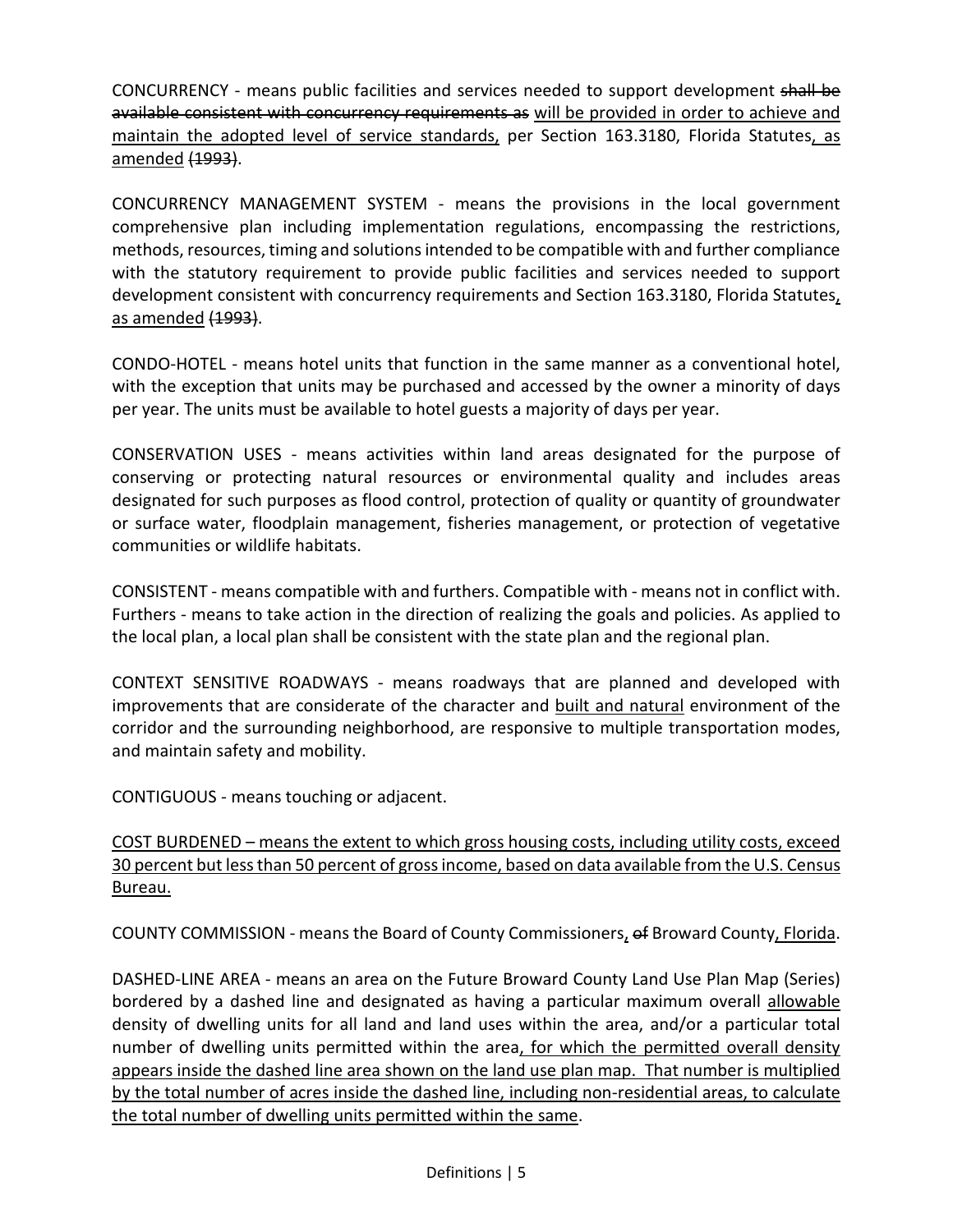CONCURRENCY - means public facilities and services needed to support development ~~shall be available consistent with concurrency requirements as~~ <u>will be provided in order to achieve and maintain the adopted level of service standards,</u> per Section 163.3180, Florida Statutes<u>, as amended</u> ~~(1993)~~.

CONCURRENCY MANAGEMENT SYSTEM - means the provisions in the local government comprehensive plan including implementation regulations, encompassing the restrictions, methods, resources, timing and solutions intended to be compatible with and further compliance with the statutory requirement to provide public facilities and services needed to support development consistent with concurrency requirements and Section 163.3180, Florida Statutes<u>, as amended</u> ~~(1993)~~.

CONDO-HOTEL - means hotel units that function in the same manner as a conventional hotel, with the exception that units may be purchased and accessed by the owner a minority of days per year. The units must be available to hotel guests a majority of days per year.

CONSERVATION USES - means activities within land areas designated for the purpose of conserving or protecting natural resources or environmental quality and includes areas designated for such purposes as flood control, protection of quality or quantity of groundwater or surface water, floodplain management, fisheries management, or protection of vegetative communities or wildlife habitats.

CONSISTENT - means compatible with and furthers. Compatible with - means not in conflict with. Furthers - means to take action in the direction of realizing the goals and policies. As applied to the local plan, a local plan shall be consistent with the state plan and the regional plan.

CONTEXT SENSITIVE ROADWAYS - means roadways that are planned and developed with improvements that are considerate of the character and <u>built and natural</u> environment of the corridor and the surrounding neighborhood, are responsive to multiple transportation modes, and maintain safety and mobility.

CONTIGUOUS - means touching or adjacent.

<u>COST BURDENED – means the extent to which gross housing costs, including utility costs, exceed 30 percent but less than 50 percent of gross income, based on data available from the U.S. Census Bureau.</u>

COUNTY COMMISSION - means the Board of County Commissioners<u>,</u> ~~of~~ Broward County<u>, Florida</u>.

DASHED-LINE AREA - means an area on the Future Broward County Land Use Plan Map (Series) bordered by a dashed line and designated as having a particular maximum overall <u>allowable</u> density of dwelling units for all land and land uses within the area, and/or a particular total number of dwelling units permitted within the area<u>, for which the permitted overall density appears inside the dashed line area shown on the land use plan map. That number is multiplied by the total number of acres inside the dashed line, including non-residential areas, to calculate the total number of dwelling units permitted within the same</u>.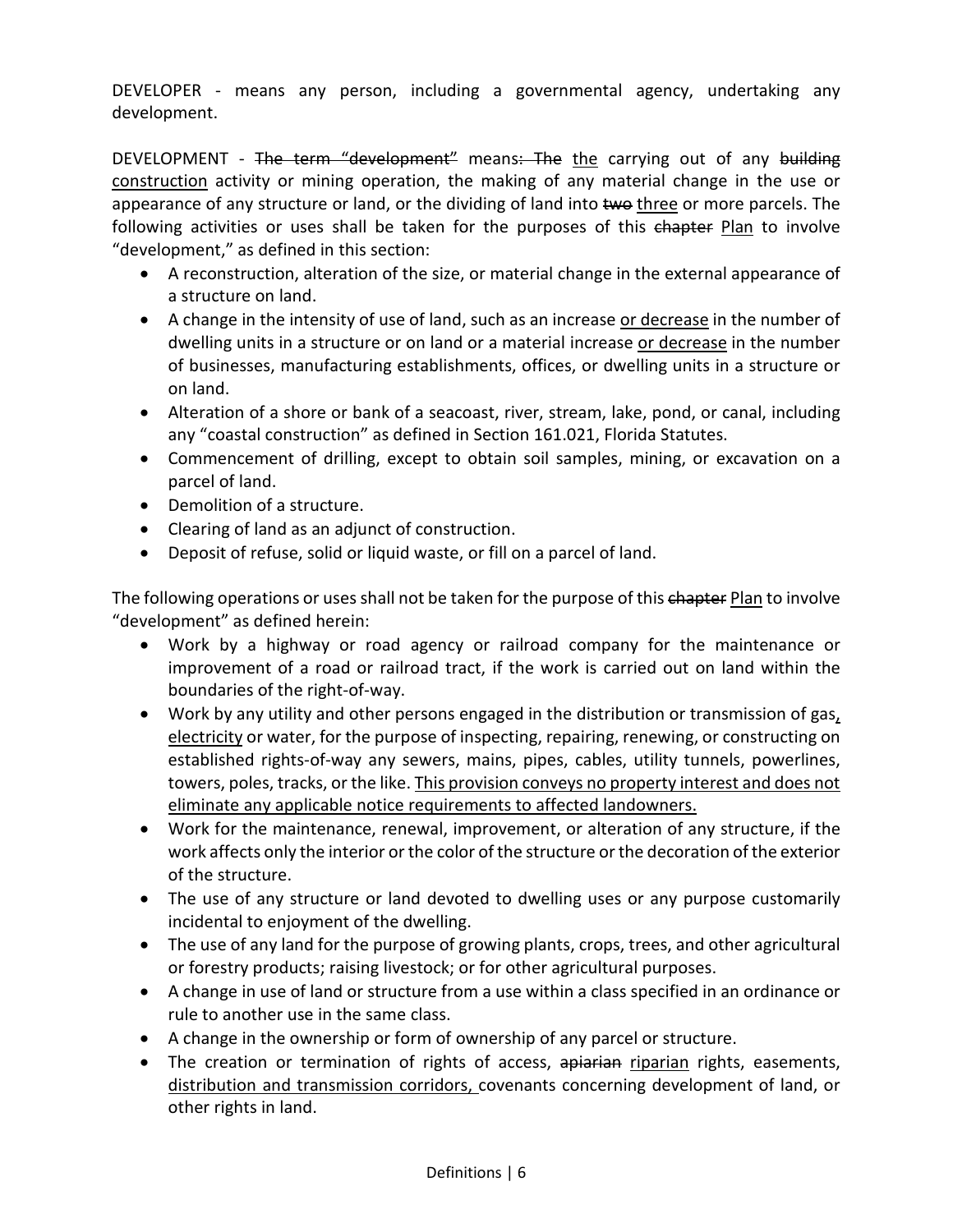DEVELOPER - means any person, including a governmental agency, undertaking any development.

DEVELOPMENT - ~~The term "development"~~ means~~: The~~ <u>the</u> carrying out of any ~~building~~ <u>construction</u> activity or mining operation, the making of any material change in the use or appearance of any structure or land, or the dividing of land into ~~two~~ <u>three</u> or more parcels. The following activities or uses shall be taken for the purposes of this ~~chapter~~ <u>Plan</u> to involve "development," as defined in this section:

- A reconstruction, alteration of the size, or material change in the external appearance of a structure on land.
- A change in the intensity of use of land, such as an increase <u>or decrease</u> in the number of dwelling units in a structure or on land or a material increase <u>or decrease</u> in the number of businesses, manufacturing establishments, offices, or dwelling units in a structure or on land.
- Alteration of a shore or bank of a seacoast, river, stream, lake, pond, or canal, including any "coastal construction" as defined in Section 161.021, Florida Statutes.
- Commencement of drilling, except to obtain soil samples, mining, or excavation on a parcel of land.
- Demolition of a structure.
- Clearing of land as an adjunct of construction.
- Deposit of refuse, solid or liquid waste, or fill on a parcel of land.

The following operations or uses shall not be taken for the purpose of this ~~chapter~~ <u>Plan</u> to involve "development" as defined herein:

- Work by a highway or road agency or railroad company for the maintenance or improvement of a road or railroad tract, if the work is carried out on land within the boundaries of the right-of-way.
- Work by any utility and other persons engaged in the distribution or transmission of gas<u>, electricity</u> or water, for the purpose of inspecting, repairing, renewing, or constructing on established rights-of-way any sewers, mains, pipes, cables, utility tunnels, powerlines, towers, poles, tracks, or the like. <u>This provision conveys no property interest and does not eliminate any applicable notice requirements to affected landowners.</u>
- Work for the maintenance, renewal, improvement, or alteration of any structure, if the work affects only the interior or the color of the structure or the decoration of the exterior of the structure.
- The use of any structure or land devoted to dwelling uses or any purpose customarily incidental to enjoyment of the dwelling.
- The use of any land for the purpose of growing plants, crops, trees, and other agricultural or forestry products; raising livestock; or for other agricultural purposes.
- A change in use of land or structure from a use within a class specified in an ordinance or rule to another use in the same class.
- A change in the ownership or form of ownership of any parcel or structure.
- The creation or termination of rights of access, ~~apiarian~~ <u>riparian</u> rights, easements, <u>distribution and transmission corridors,</u> covenants concerning development of land, or other rights in land.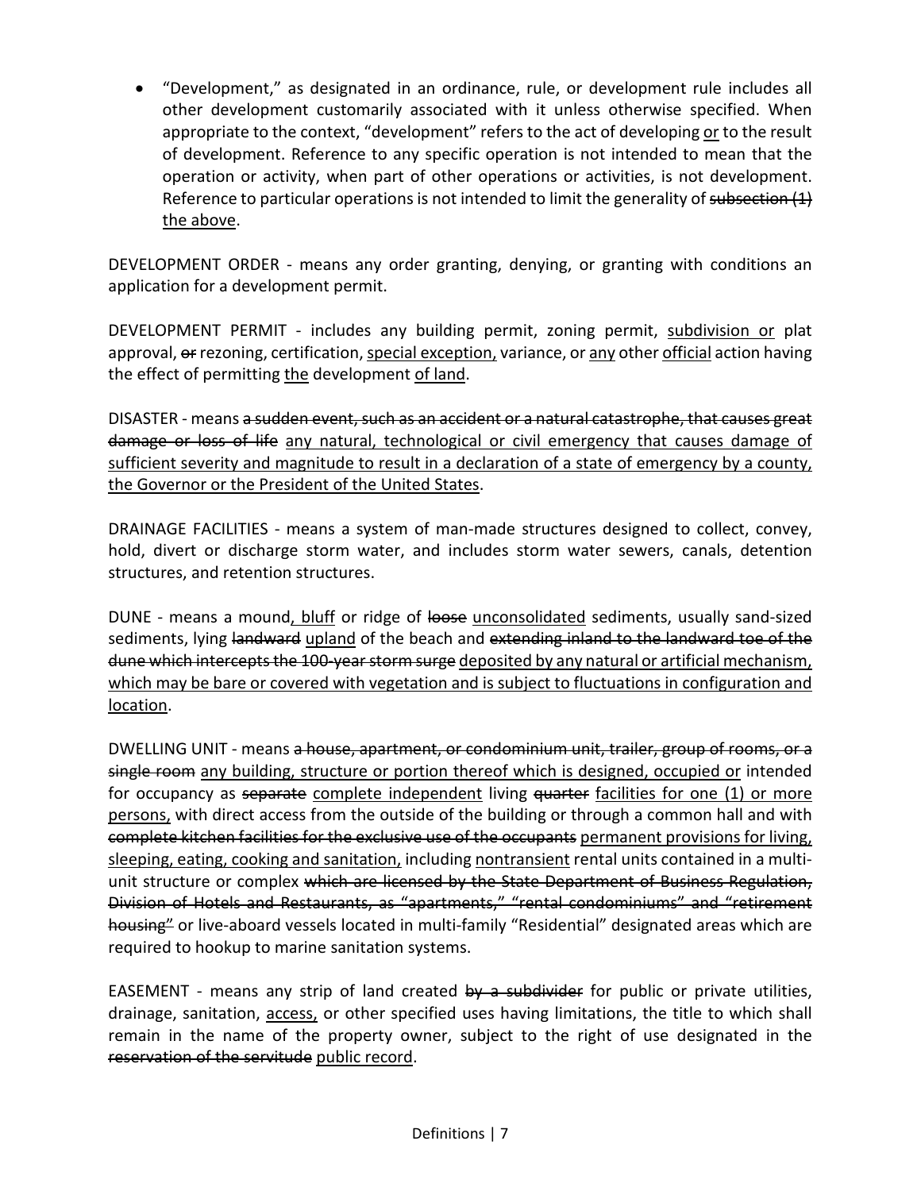- "Development," as designated in an ordinance, rule, or development rule includes all other development customarily associated with it unless otherwise specified. When appropriate to the context, "development" refers to the act of developing <u>or</u> to the result of development. Reference to any specific operation is not intended to mean that the operation or activity, when part of other operations or activities, is not development. Reference to particular operations is not intended to limit the generality of ~~subsection (1)~~ <u>the above</u>.

DEVELOPMENT ORDER - means any order granting, denying, or granting with conditions an application for a development permit.

DEVELOPMENT PERMIT - includes any building permit, zoning permit, <u>subdivision or</u> plat approval, ~~or~~ rezoning, certification, <u>special exception,</u> variance, or <u>any</u> other <u>official</u> action having the effect of permitting <u>the</u> development <u>of land</u>.

DISASTER - means ~~a sudden event, such as an accident or a natural catastrophe, that causes great damage or loss of life~~ <u>any natural, technological or civil emergency that causes damage of sufficient severity and magnitude to result in a declaration of a state of emergency by a county, the Governor or the President of the United States</u>.

DRAINAGE FACILITIES - means a system of man-made structures designed to collect, convey, hold, divert or discharge storm water, and includes storm water sewers, canals, detention structures, and retention structures.

DUNE - means a mound<u>, bluff</u> or ridge of ~~loose~~ <u>unconsolidated</u> sediments, usually sand-sized sediments, lying ~~landward~~ <u>upland</u> of the beach and ~~extending inland to the landward toe of the dune which intercepts the 100-year storm surge~~ <u>deposited by any natural or artificial mechanism, which may be bare or covered with vegetation and is subject to fluctuations in configuration and location</u>.

DWELLING UNIT - means ~~a house, apartment, or condominium unit, trailer, group of rooms, or a single room~~ <u>any building, structure or portion thereof which is designed, occupied or</u> intended for occupancy as ~~separate~~ <u>complete independent</u> living ~~quarter~~ <u>facilities for one (1) or more persons,</u> with direct access from the outside of the building or through a common hall and with ~~complete kitchen facilities for the exclusive use of the occupants~~ <u>permanent provisions for living, sleeping, eating, cooking and sanitation,</u> including <u>nontransient</u> rental units contained in a multi-unit structure or complex ~~which are licensed by the State Department of Business Regulation, Division of Hotels and Restaurants, as "apartments," "rental condominiums" and "retirement housing"~~ or live-aboard vessels located in multi-family "Residential" designated areas which are required to hookup to marine sanitation systems.

EASEMENT - means any strip of land created ~~by a subdivider~~ for public or private utilities, drainage, sanitation, <u>access,</u> or other specified uses having limitations, the title to which shall remain in the name of the property owner, subject to the right of use designated in the ~~reservation of the servitude~~ <u>public record</u>.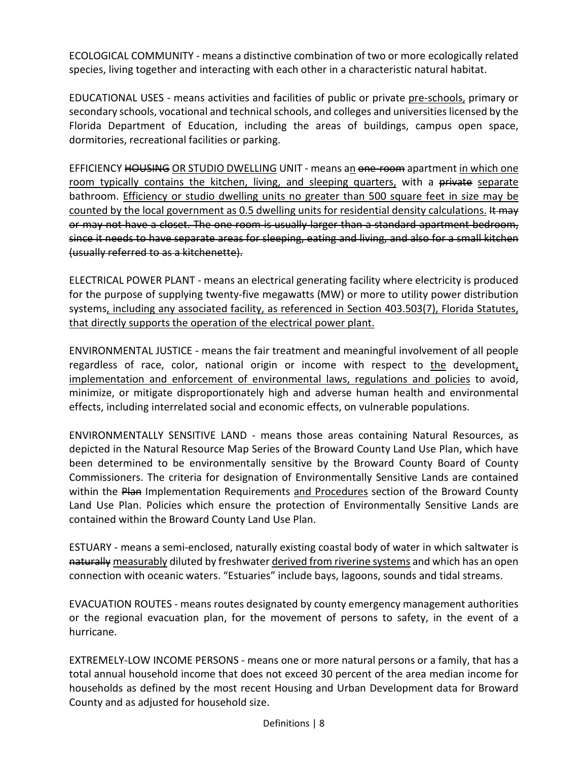ECOLOGICAL COMMUNITY - means a distinctive combination of two or more ecologically related species, living together and interacting with each other in a characteristic natural habitat.

EDUCATIONAL USES - means activities and facilities of public or private <u>pre-schools,</u> primary or secondary schools, vocational and technical schools, and colleges and universities licensed by the Florida Department of Education, including the areas of buildings, campus open space, dormitories, recreational facilities or parking.

EFFICIENCY ~~HOUSING~~ <u>OR STUDIO DWELLING</u> UNIT - means a<u>n</u> ~~one-room~~ apartment <u>in which one room typically contains the kitchen, living, and sleeping quarters,</u> with a ~~private~~ <u>separate</u> bathroom. <u>Efficiency or studio dwelling units no greater than 500 square feet in size may be counted by the local government as 0.5 dwelling units for residential density calculations.</u> ~~It may or may not have a closet. The one room is usually larger than a standard apartment bedroom, since it needs to have separate areas for sleeping, eating and living, and also for a small kitchen (usually referred to as a kitchenette).~~

ELECTRICAL POWER PLANT - means an electrical generating facility where electricity is produced for the purpose of supplying twenty-five megawatts (MW) or more to utility power distribution systems<u>, including any associated facility, as referenced in Section 403.503(7), Florida Statutes, that directly supports the operation of the electrical power plant.</u>

ENVIRONMENTAL JUSTICE - means the fair treatment and meaningful involvement of all people regardless of race, color, national origin or income with respect to <u>the</u> development<u>, implementation and enforcement of environmental laws, regulations and policies</u> to avoid, minimize, or mitigate disproportionately high and adverse human health and environmental effects, including interrelated social and economic effects, on vulnerable populations.

ENVIRONMENTALLY SENSITIVE LAND - means those areas containing Natural Resources, as depicted in the Natural Resource Map Series of the Broward County Land Use Plan, which have been determined to be environmentally sensitive by the Broward County Board of County Commissioners. The criteria for designation of Environmentally Sensitive Lands are contained within the ~~Plan~~ Implementation Requirements <u>and Procedures</u> section of the Broward County Land Use Plan. Policies which ensure the protection of Environmentally Sensitive Lands are contained within the Broward County Land Use Plan.

ESTUARY - means a semi-enclosed, naturally existing coastal body of water in which saltwater is ~~naturally~~ <u>measurably</u> diluted by freshwater <u>derived from riverine systems</u> and which has an open connection with oceanic waters. "Estuaries" include bays, lagoons, sounds and tidal streams.

EVACUATION ROUTES - means routes designated by county emergency management authorities or the regional evacuation plan, for the movement of persons to safety, in the event of a hurricane.

EXTREMELY-LOW INCOME PERSONS - means one or more natural persons or a family, that has a total annual household income that does not exceed 30 percent of the area median income for households as defined by the most recent Housing and Urban Development data for Broward County and as adjusted for household size.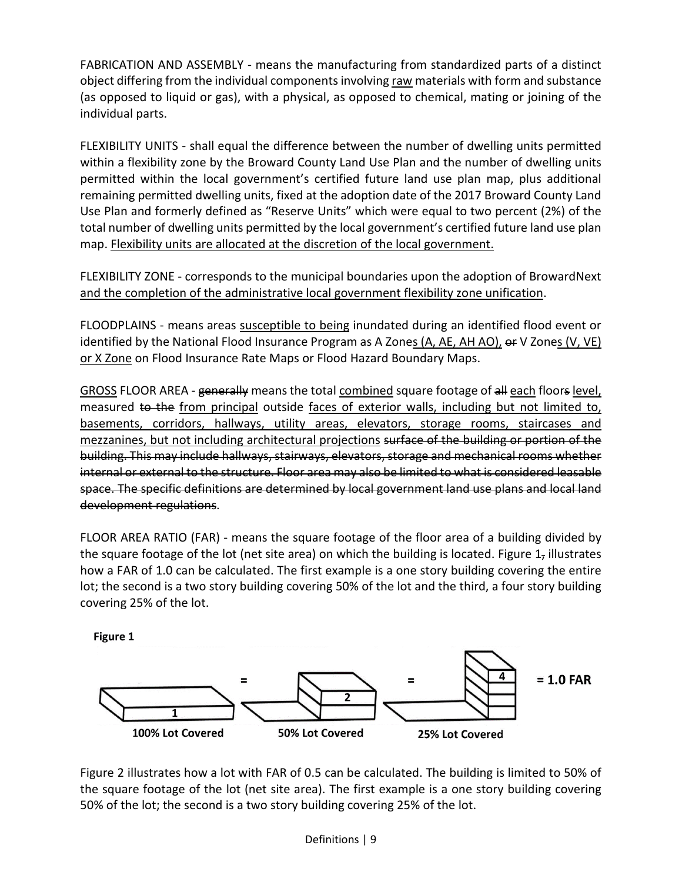FABRICATION AND ASSEMBLY - means the manufacturing from standardized parts of a distinct object differing from the individual components involving <u>raw</u> materials with form and substance (as opposed to liquid or gas), with a physical, as opposed to chemical, mating or joining of the individual parts.

FLEXIBILITY UNITS - shall equal the difference between the number of dwelling units permitted within a flexibility zone by the Broward County Land Use Plan and the number of dwelling units permitted within the local government's certified future land use plan map, plus additional remaining permitted dwelling units, fixed at the adoption date of the 2017 Broward County Land Use Plan and formerly defined as "Reserve Units" which were equal to two percent (2%) of the total number of dwelling units permitted by the local government's certified future land use plan map. <u>Flexibility units are allocated at the discretion of the local government.</u>

FLEXIBILITY ZONE - corresponds to the municipal boundaries upon the adoption of BrowardNext <u>and the completion of the administrative local government flexibility zone unification</u>.

FLOODPLAINS - means areas <u>susceptible to being</u> inundated during an identified flood event or identified by the National Flood Insurance Program as A Zone<u>s (A, AE, AH AO),</u> ~~or~~ V Zone<u>s (V, VE) or X Zone</u> on Flood Insurance Rate Maps or Flood Hazard Boundary Maps.

<u>GROSS</u> FLOOR AREA - ~~generally~~ means the total <u>combined</u> square footage of ~~all~~ <u>each</u> floor~~s~~ <u>level,</u> measured ~~to the~~ <u>from principal</u> outside <u>faces of exterior walls, including but not limited to, basements, corridors, hallways, utility areas, elevators, storage rooms, staircases and mezzanines, but not including architectural projections</u> ~~surface of the building or portion of the building. This may include hallways, stairways, elevators, storage and mechanical rooms whether internal or external to the structure. Floor area may also be limited to what is considered leasable space. The specific definitions are determined by local government land use plans and local land development regulations~~.

FLOOR AREA RATIO (FAR) - means the square footage of the floor area of a building divided by the square footage of the lot (net site area) on which the building is located. Figure 1~~,~~ illustrates how a FAR of 1.0 can be calculated. The first example is a one story building covering the entire lot; the second is a two story building covering 50% of the lot and the third, a four story building covering 25% of the lot.

**Figure 1**

100% Lot Covered = 50% Lot Covered = 25% Lot Covered = **1.0 FAR**

Figure 2 illustrates how a lot with FAR of 0.5 can be calculated. The building is limited to 50% of the square footage of the lot (net site area). The first example is a one story building covering 50% of the lot; the second is a two story building covering 25% of the lot.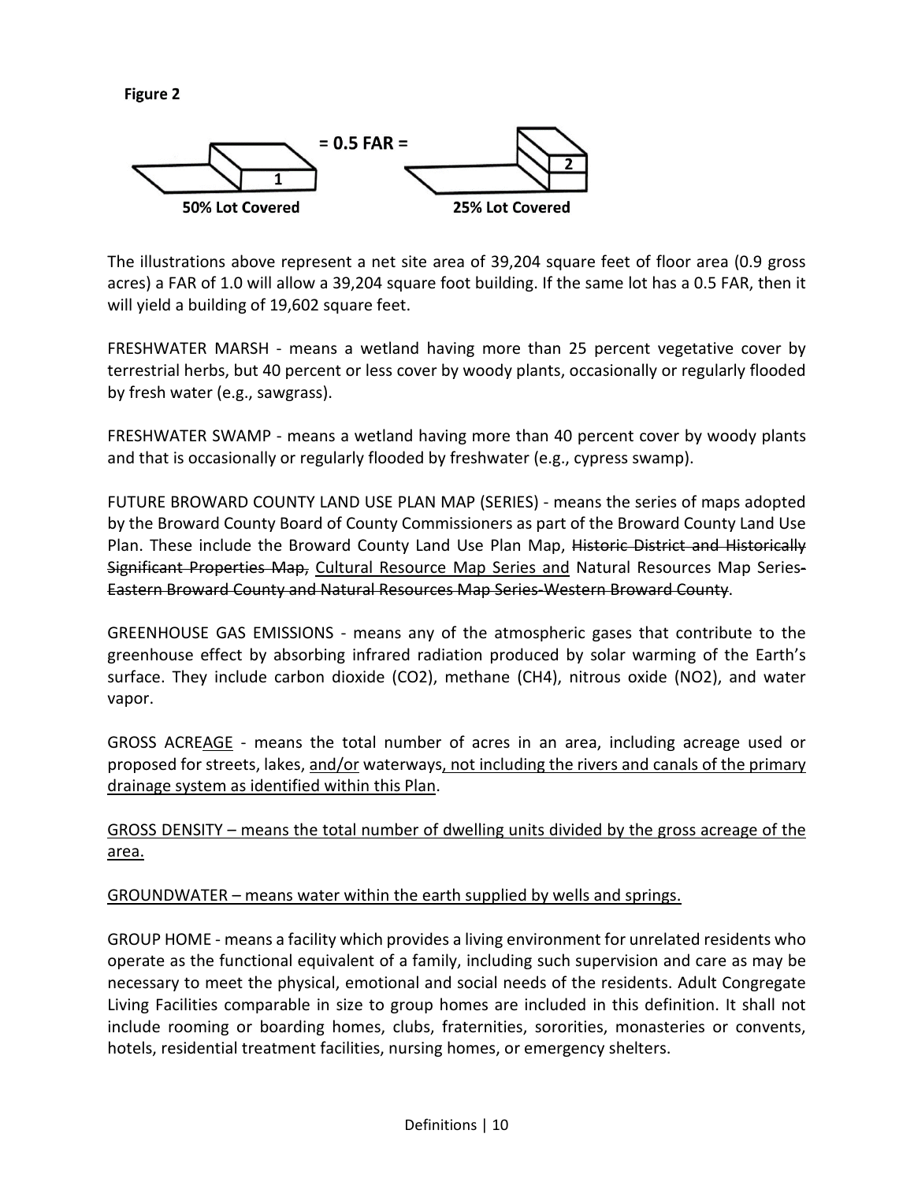**Figure 2**

= 0.5 FAR =

50% Lot Covered

25% Lot Covered

The illustrations above represent a net site area of 39,204 square feet of floor area (0.9 gross acres) a FAR of 1.0 will allow a 39,204 square foot building. If the same lot has a 0.5 FAR, then it will yield a building of 19,602 square feet.

FRESHWATER MARSH - means a wetland having more than 25 percent vegetative cover by terrestrial herbs, but 40 percent or less cover by woody plants, occasionally or regularly flooded by fresh water (e.g., sawgrass).

FRESHWATER SWAMP - means a wetland having more than 40 percent cover by woody plants and that is occasionally or regularly flooded by freshwater (e.g., cypress swamp).

FUTURE BROWARD COUNTY LAND USE PLAN MAP (SERIES) - means the series of maps adopted by the Broward County Board of County Commissioners as part of the Broward County Land Use Plan. These include the Broward County Land Use Plan Map, ~~Historic District and Historically Significant Properties Map,~~ <u>Cultural Resource Map Series and</u> Natural Resources Map Series~~-Eastern Broward County and Natural Resources Map Series-Western Broward County~~.

GREENHOUSE GAS EMISSIONS - means any of the atmospheric gases that contribute to the greenhouse effect by absorbing infrared radiation produced by solar warming of the Earth's surface. They include carbon dioxide ($CO_2$), methane ($CH_4$), nitrous oxide ($NO_2$), and water vapor.

GROSS ACRE<u>AGE</u> - means the total number of acres in an area, including acreage used or proposed for streets, lakes, <u>and/or</u> waterways<u>, not including the rivers and canals of the primary drainage system as identified within this Plan</u>.

<u>GROSS DENSITY – means the total number of dwelling units divided by the gross acreage of the area.</u>

<u>GROUNDWATER – means water within the earth supplied by wells and springs.</u>

GROUP HOME - means a facility which provides a living environment for unrelated residents who operate as the functional equivalent of a family, including such supervision and care as may be necessary to meet the physical, emotional and social needs of the residents. Adult Congregate Living Facilities comparable in size to group homes are included in this definition. It shall not include rooming or boarding homes, clubs, fraternities, sororities, monasteries or convents, hotels, residential treatment facilities, nursing homes, or emergency shelters.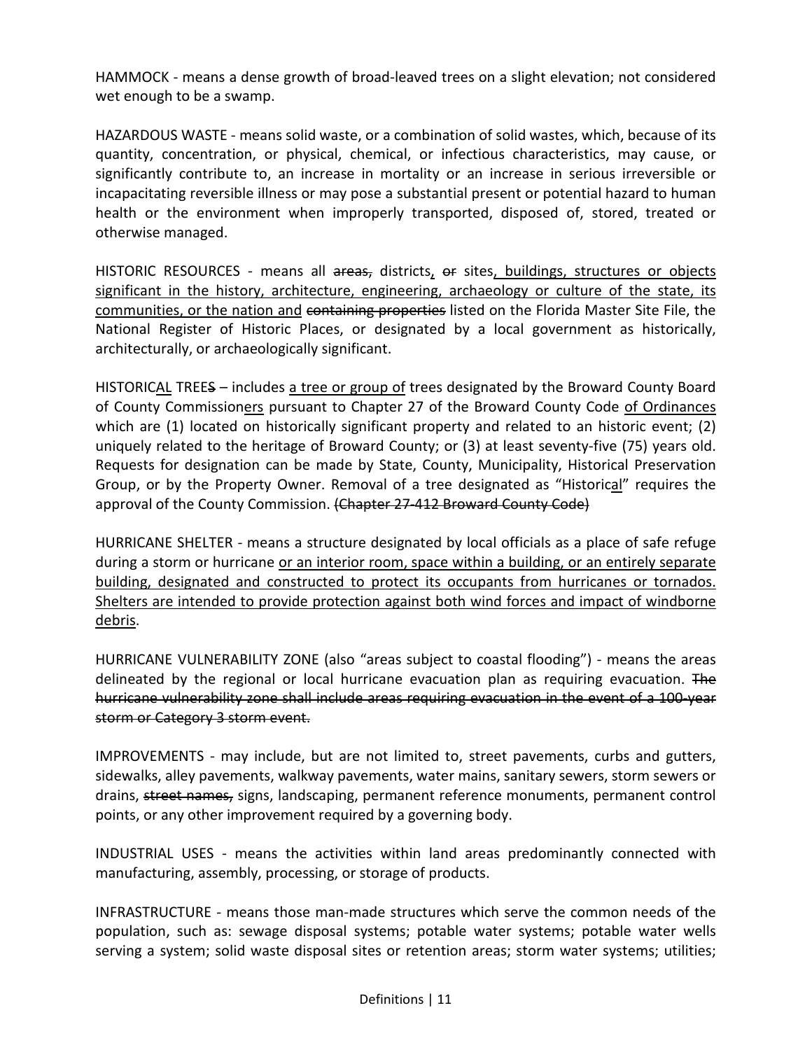HAMMOCK - means a dense growth of broad-leaved trees on a slight elevation; not considered wet enough to be a swamp.

HAZARDOUS WASTE - means solid waste, or a combination of solid wastes, which, because of its quantity, concentration, or physical, chemical, or infectious characteristics, may cause, or significantly contribute to, an increase in mortality or an increase in serious irreversible or incapacitating reversible illness or may pose a substantial present or potential hazard to human health or the environment when improperly transported, disposed of, stored, treated or otherwise managed.

HISTORIC RESOURCES - means all ~~areas,~~ districts<u>,</u> ~~or~~ sites<u>, buildings, structures or objects significant in the history, architecture, engineering, archaeology or culture of the state, its communities, or the nation and</u> ~~containing properties~~ listed on the Florida Master Site File, the National Register of Historic Places, or designated by a local government as historically, architecturally, or archaeologically significant.

HISTORIC<u>AL</u> TREE~~S~~ – includes <u>a tree or group of</u> trees designated by the Broward County Board of County Commission<u>ers</u> pursuant to Chapter 27 of the Broward County Code <u>of Ordinances</u> which are (1) located on historically significant property and related to an historic event; (2) uniquely related to the heritage of Broward County; or (3) at least seventy-five (75) years old. Requests for designation can be made by State, County, Municipality, Historical Preservation Group, or by the Property Owner. Removal of a tree designated as "Historic<u>al</u>" requires the approval of the County Commission. ~~(Chapter 27-412 Broward County Code)~~

HURRICANE SHELTER - means a structure designated by local officials as a place of safe refuge during a storm or hurricane <u>or an interior room, space within a building, or an entirely separate building, designated and constructed to protect its occupants from hurricanes or tornados. Shelters are intended to provide protection against both wind forces and impact of windborne debris</u>.

HURRICANE VULNERABILITY ZONE (also "areas subject to coastal flooding") - means the areas delineated by the regional or local hurricane evacuation plan as requiring evacuation. ~~The hurricane vulnerability zone shall include areas requiring evacuation in the event of a 100-year storm or Category 3 storm event.~~

IMPROVEMENTS - may include, but are not limited to, street pavements, curbs and gutters, sidewalks, alley pavements, walkway pavements, water mains, sanitary sewers, storm sewers or drains, ~~street names,~~ signs, landscaping, permanent reference monuments, permanent control points, or any other improvement required by a governing body.

INDUSTRIAL USES - means the activities within land areas predominantly connected with manufacturing, assembly, processing, or storage of products.

INFRASTRUCTURE - means those man-made structures which serve the common needs of the population, such as: sewage disposal systems; potable water systems; potable water wells serving a system; solid waste disposal sites or retention areas; storm water systems; utilities;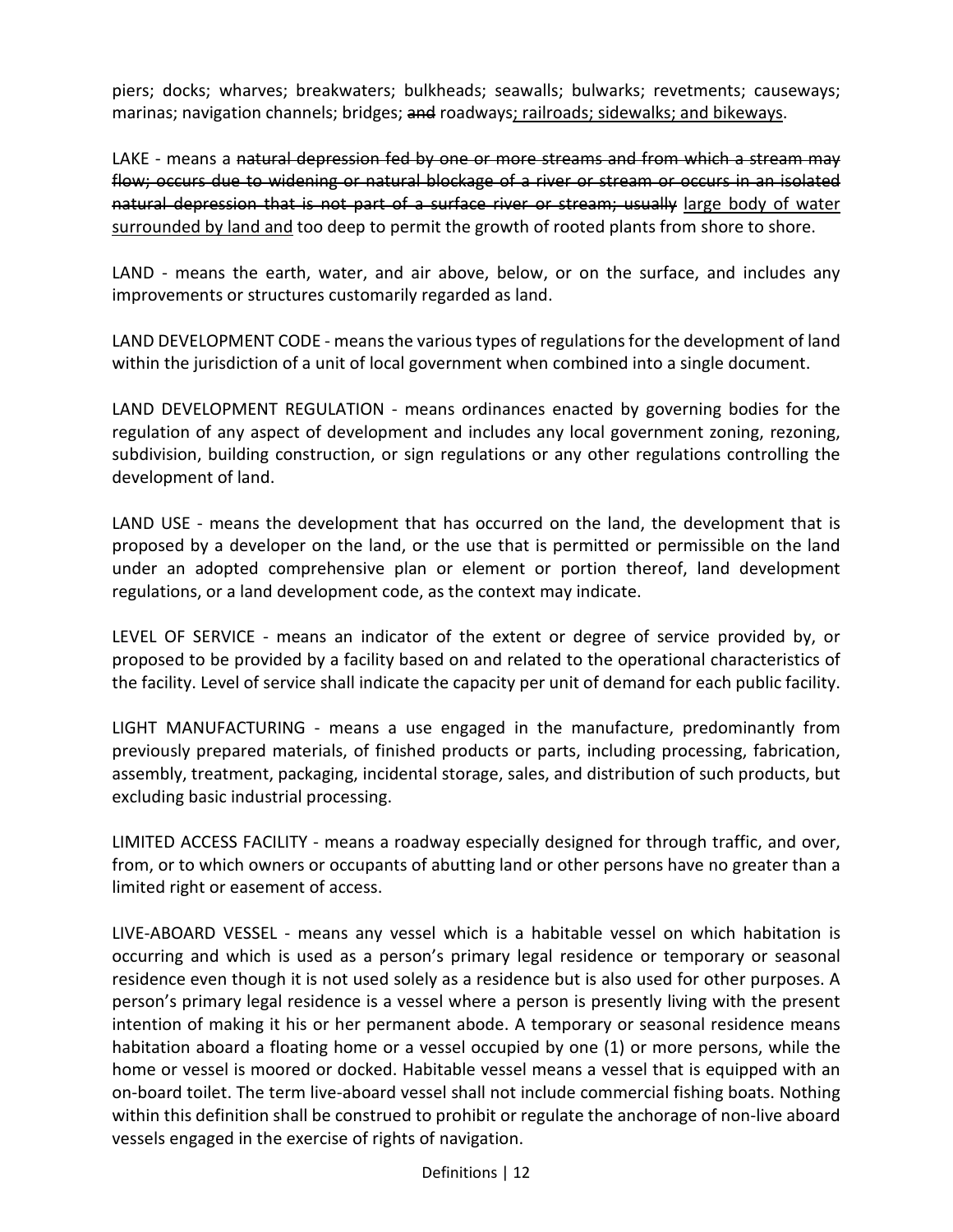piers; docks; wharves; breakwaters; bulkheads; seawalls; bulwarks; revetments; causeways; marinas; navigation channels; bridges; ~~and~~ roadways<u>; railroads; sidewalks; and bikeways</u>.

LAKE - means a ~~natural depression fed by one or more streams and from which a stream may flow; occurs due to widening or natural blockage of a river or stream or occurs in an isolated natural depression that is not part of a surface river or stream; usually~~ <u>large body of water surrounded by land and</u> too deep to permit the growth of rooted plants from shore to shore.

LAND - means the earth, water, and air above, below, or on the surface, and includes any improvements or structures customarily regarded as land.

LAND DEVELOPMENT CODE - means the various types of regulations for the development of land within the jurisdiction of a unit of local government when combined into a single document.

LAND DEVELOPMENT REGULATION - means ordinances enacted by governing bodies for the regulation of any aspect of development and includes any local government zoning, rezoning, subdivision, building construction, or sign regulations or any other regulations controlling the development of land.

LAND USE - means the development that has occurred on the land, the development that is proposed by a developer on the land, or the use that is permitted or permissible on the land under an adopted comprehensive plan or element or portion thereof, land development regulations, or a land development code, as the context may indicate.

LEVEL OF SERVICE - means an indicator of the extent or degree of service provided by, or proposed to be provided by a facility based on and related to the operational characteristics of the facility. Level of service shall indicate the capacity per unit of demand for each public facility.

LIGHT MANUFACTURING - means a use engaged in the manufacture, predominantly from previously prepared materials, of finished products or parts, including processing, fabrication, assembly, treatment, packaging, incidental storage, sales, and distribution of such products, but excluding basic industrial processing.

LIMITED ACCESS FACILITY - means a roadway especially designed for through traffic, and over, from, or to which owners or occupants of abutting land or other persons have no greater than a limited right or easement of access.

LIVE-ABOARD VESSEL - means any vessel which is a habitable vessel on which habitation is occurring and which is used as a person's primary legal residence or temporary or seasonal residence even though it is not used solely as a residence but is also used for other purposes. A person's primary legal residence is a vessel where a person is presently living with the present intention of making it his or her permanent abode. A temporary or seasonal residence means habitation aboard a floating home or a vessel occupied by one (1) or more persons, while the home or vessel is moored or docked. Habitable vessel means a vessel that is equipped with an on-board toilet. The term live-aboard vessel shall not include commercial fishing boats. Nothing within this definition shall be construed to prohibit or regulate the anchorage of non-live aboard vessels engaged in the exercise of rights of navigation.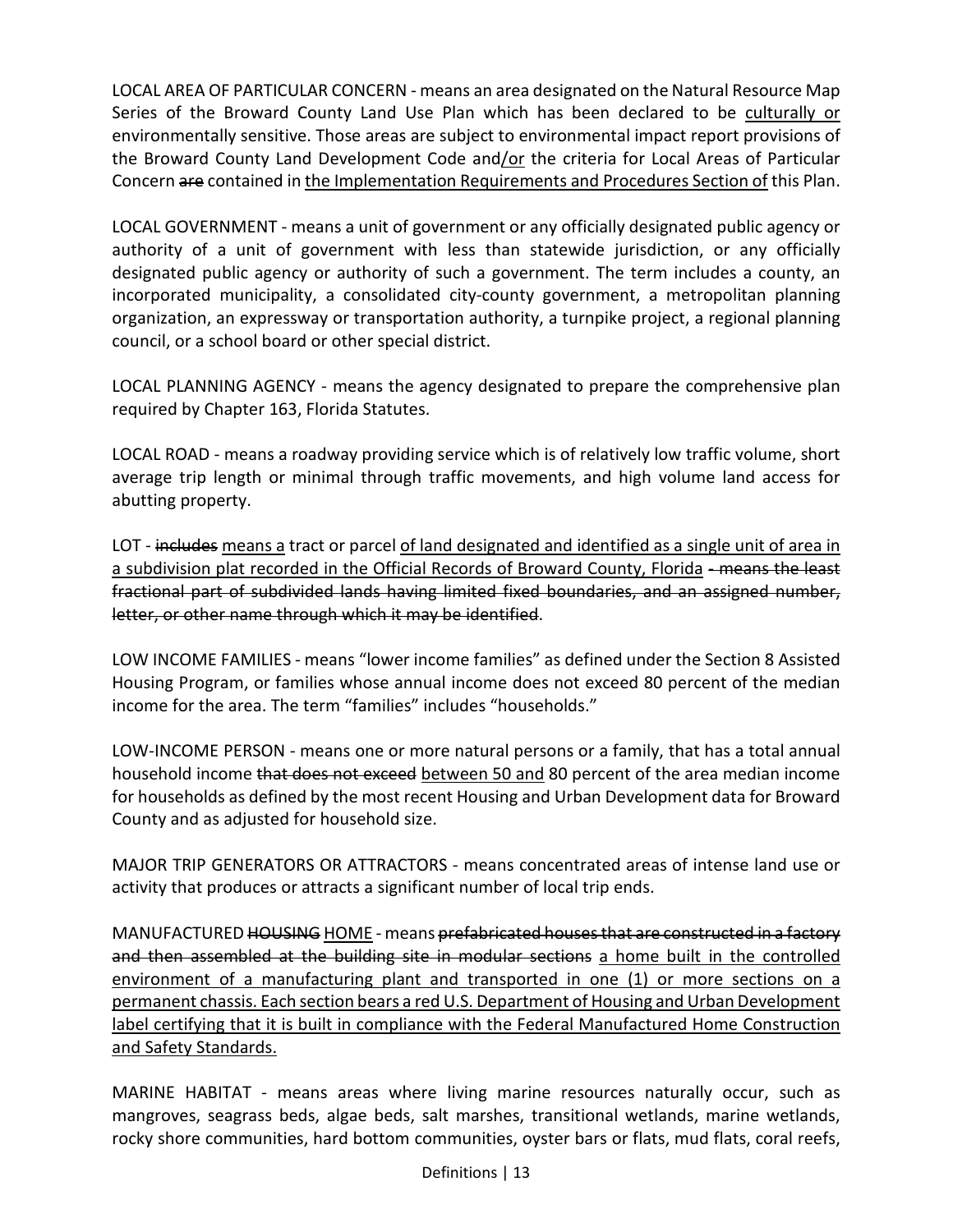LOCAL AREA OF PARTICULAR CONCERN - means an area designated on the Natural Resource Map Series of the Broward County Land Use Plan which has been declared to be <u>culturally or</u> environmentally sensitive. Those areas are subject to environmental impact report provisions of the Broward County Land Development Code and<u>/or</u> the criteria for Local Areas of Particular Concern ~~are~~ contained in <u>the Implementation Requirements and Procedures Section of</u> this Plan.

LOCAL GOVERNMENT - means a unit of government or any officially designated public agency or authority of a unit of government with less than statewide jurisdiction, or any officially designated public agency or authority of such a government. The term includes a county, an incorporated municipality, a consolidated city-county government, a metropolitan planning organization, an expressway or transportation authority, a turnpike project, a regional planning council, or a school board or other special district.

LOCAL PLANNING AGENCY - means the agency designated to prepare the comprehensive plan required by Chapter 163, Florida Statutes.

LOCAL ROAD - means a roadway providing service which is of relatively low traffic volume, short average trip length or minimal through traffic movements, and high volume land access for abutting property.

LOT - ~~includes~~ <u>means a</u> tract or parcel <u>of land designated and identified as a single unit of area in a subdivision plat recorded in the Official Records of Broward County, Florida</u> ~~- means the least fractional part of subdivided lands having limited fixed boundaries, and an assigned number, letter, or other name through which it may be identified~~.

LOW INCOME FAMILIES - means "lower income families" as defined under the Section 8 Assisted Housing Program, or families whose annual income does not exceed 80 percent of the median income for the area. The term "families" includes "households."

LOW-INCOME PERSON - means one or more natural persons or a family, that has a total annual household income ~~that does not exceed~~ <u>between 50 and</u> 80 percent of the area median income for households as defined by the most recent Housing and Urban Development data for Broward County and as adjusted for household size.

MAJOR TRIP GENERATORS OR ATTRACTORS - means concentrated areas of intense land use or activity that produces or attracts a significant number of local trip ends.

MANUFACTURED ~~HOUSING~~ <u>HOME</u> - means ~~prefabricated houses that are constructed in a factory and then assembled at the building site in modular sections~~ <u>a home built in the controlled environment of a manufacturing plant and transported in one (1) or more sections on a permanent chassis. Each section bears a red U.S. Department of Housing and Urban Development label certifying that it is built in compliance with the Federal Manufactured Home Construction and Safety Standards.</u>

MARINE HABITAT - means areas where living marine resources naturally occur, such as mangroves, seagrass beds, algae beds, salt marshes, transitional wetlands, marine wetlands, rocky shore communities, hard bottom communities, oyster bars or flats, mud flats, coral reefs,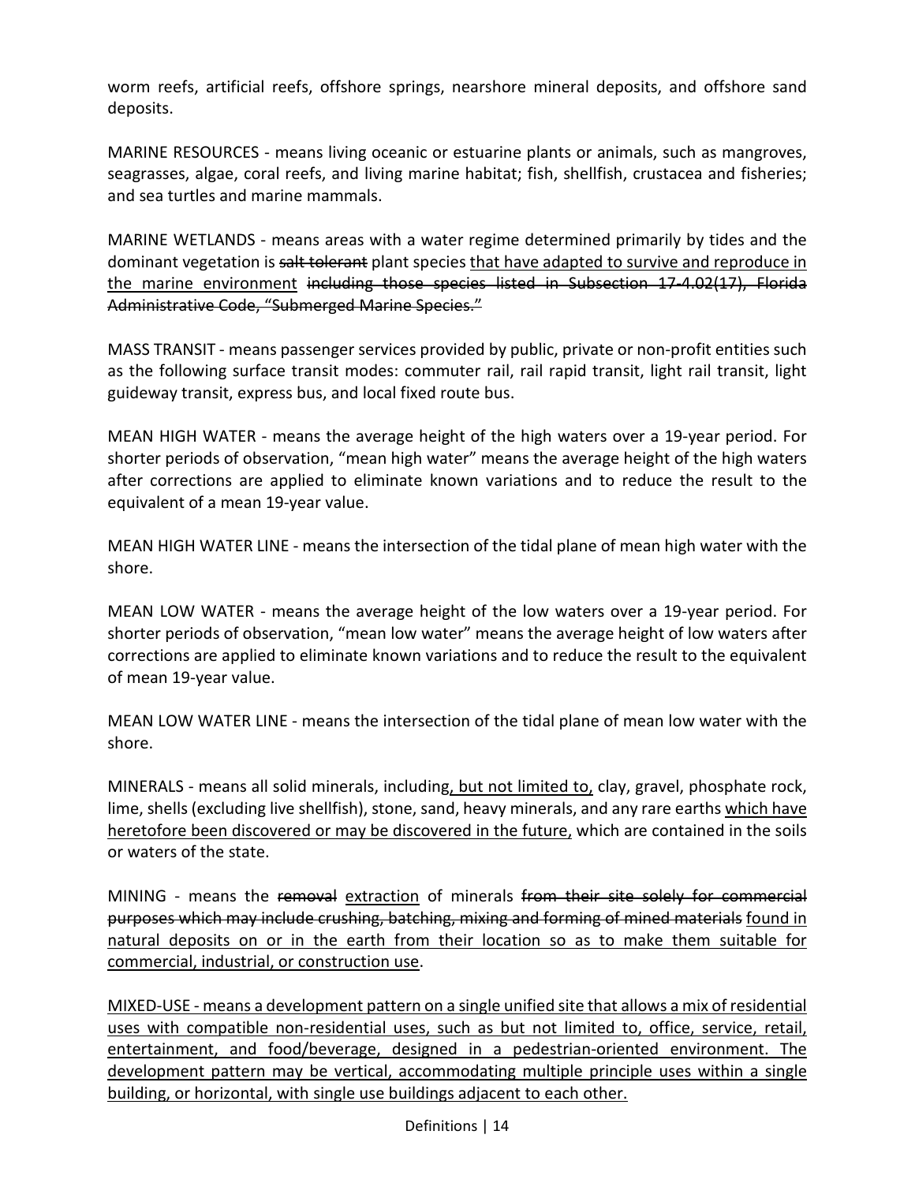worm reefs, artificial reefs, offshore springs, nearshore mineral deposits, and offshore sand deposits.

MARINE RESOURCES - means living oceanic or estuarine plants or animals, such as mangroves, seagrasses, algae, coral reefs, and living marine habitat; fish, shellfish, crustacea and fisheries; and sea turtles and marine mammals.

MARINE WETLANDS - means areas with a water regime determined primarily by tides and the dominant vegetation is ~~salt tolerant~~ plant species <u>that have adapted to survive and reproduce in the marine environment</u> ~~including those species listed in Subsection 17-4.02(17), Florida Administrative Code, "Submerged Marine Species."~~

MASS TRANSIT - means passenger services provided by public, private or non-profit entities such as the following surface transit modes: commuter rail, rail rapid transit, light rail transit, light guideway transit, express bus, and local fixed route bus.

MEAN HIGH WATER - means the average height of the high waters over a 19-year period. For shorter periods of observation, "mean high water" means the average height of the high waters after corrections are applied to eliminate known variations and to reduce the result to the equivalent of a mean 19-year value.

MEAN HIGH WATER LINE - means the intersection of the tidal plane of mean high water with the shore.

MEAN LOW WATER - means the average height of the low waters over a 19-year period. For shorter periods of observation, "mean low water" means the average height of low waters after corrections are applied to eliminate known variations and to reduce the result to the equivalent of mean 19-year value.

MEAN LOW WATER LINE - means the intersection of the tidal plane of mean low water with the shore.

MINERALS - means all solid minerals, including<u>, but not limited to,</u> clay, gravel, phosphate rock, lime, shells (excluding live shellfish), stone, sand, heavy minerals, and any rare earths <u>which have heretofore been discovered or may be discovered in the future,</u> which are contained in the soils or waters of the state.

MINING - means the ~~removal~~ <u>extraction</u> of minerals ~~from their site solely for commercial purposes which may include crushing, batching, mixing and forming of mined materials~~ <u>found in natural deposits on or in the earth from their location so as to make them suitable for commercial, industrial, or construction use</u>.

<u>MIXED-USE - means a development pattern on a single unified site that allows a mix of residential uses with compatible non-residential uses, such as but not limited to, office, service, retail, entertainment, and food/beverage, designed in a pedestrian-oriented environment. The development pattern may be vertical, accommodating multiple principle uses within a single building, or horizontal, with single use buildings adjacent to each other.</u>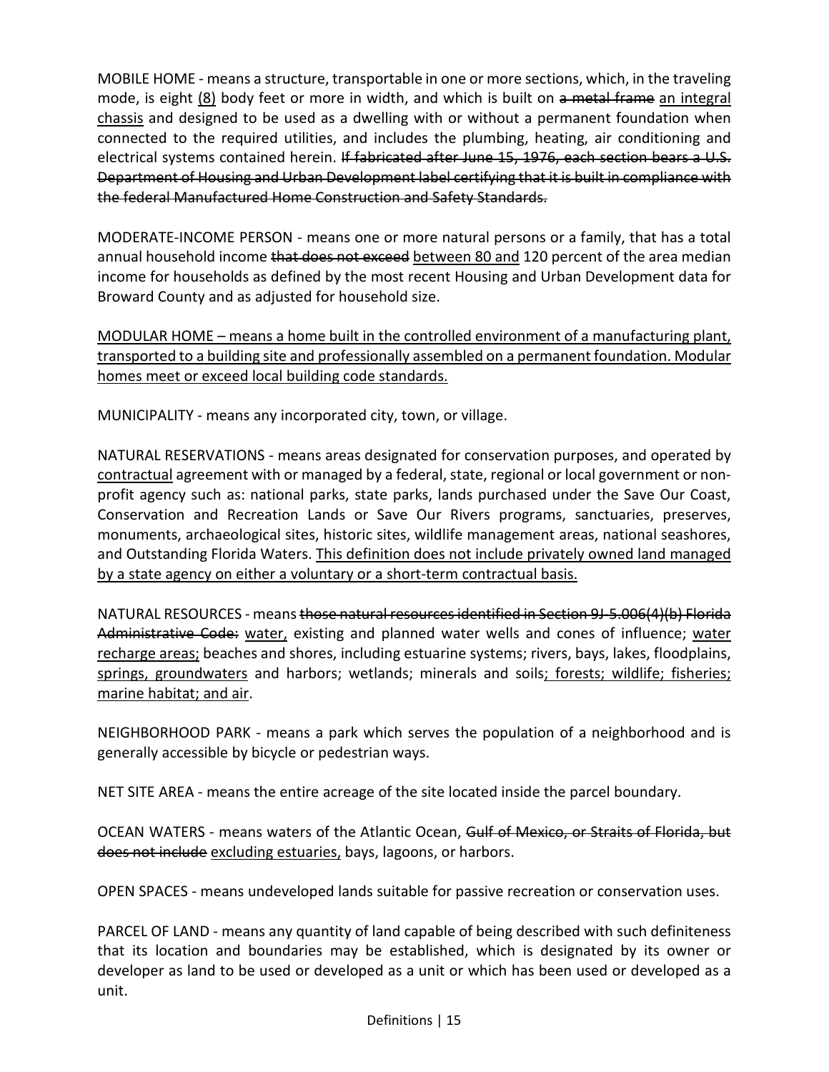MOBILE HOME - means a structure, transportable in one or more sections, which, in the traveling mode, is eight <u>(8)</u> body feet or more in width, and which is built on ~~a metal frame~~ <u>an integral chassis</u> and designed to be used as a dwelling with or without a permanent foundation when connected to the required utilities, and includes the plumbing, heating, air conditioning and electrical systems contained herein. ~~If fabricated after June 15, 1976, each section bears a U.S. Department of Housing and Urban Development label certifying that it is built in compliance with the federal Manufactured Home Construction and Safety Standards.~~

MODERATE-INCOME PERSON - means one or more natural persons or a family, that has a total annual household income ~~that does not exceed~~ <u>between 80 and</u> 120 percent of the area median income for households as defined by the most recent Housing and Urban Development data for Broward County and as adjusted for household size.

<u>MODULAR HOME – means a home built in the controlled environment of a manufacturing plant, transported to a building site and professionally assembled on a permanent foundation. Modular homes meet or exceed local building code standards.</u>

MUNICIPALITY - means any incorporated city, town, or village.

NATURAL RESERVATIONS - means areas designated for conservation purposes, and operated by <u>contractual</u> agreement with or managed by a federal, state, regional or local government or non-profit agency such as: national parks, state parks, lands purchased under the Save Our Coast, Conservation and Recreation Lands or Save Our Rivers programs, sanctuaries, preserves, monuments, archaeological sites, historic sites, wildlife management areas, national seashores, and Outstanding Florida Waters. <u>This definition does not include privately owned land managed by a state agency on either a voluntary or a short-term contractual basis.</u>

NATURAL RESOURCES - means ~~those natural resources identified in Section 9J-5.006(4)(b) Florida Administrative Code:~~ <u>water,</u> existing and planned water wells and cones of influence; <u>water recharge areas;</u> beaches and shores, including estuarine systems; rivers, bays, lakes, floodplains, <u>springs, groundwaters</u> and harbors; wetlands; minerals and soils<u>; forests; wildlife; fisheries; marine habitat; and air</u>.

NEIGHBORHOOD PARK - means a park which serves the population of a neighborhood and is generally accessible by bicycle or pedestrian ways.

NET SITE AREA - means the entire acreage of the site located inside the parcel boundary.

OCEAN WATERS - means waters of the Atlantic Ocean, ~~Gulf of Mexico, or Straits of Florida, but does not include~~ <u>excluding estuaries,</u> bays, lagoons, or harbors.

OPEN SPACES - means undeveloped lands suitable for passive recreation or conservation uses.

PARCEL OF LAND - means any quantity of land capable of being described with such definiteness that its location and boundaries may be established, which is designated by its owner or developer as land to be used or developed as a unit or which has been used or developed as a unit.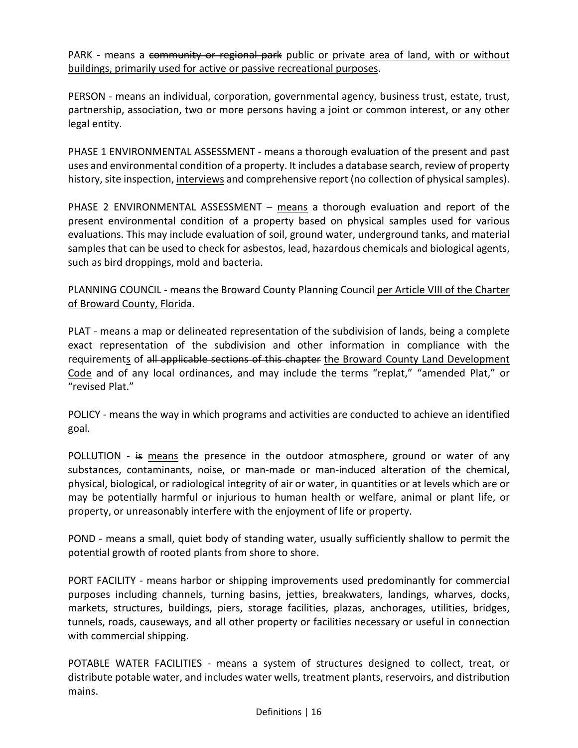PARK - means a ~~community or regional park~~ <u>public or private area of land, with or without buildings, primarily used for active or passive recreational purposes</u>.

PERSON - means an individual, corporation, governmental agency, business trust, estate, trust, partnership, association, two or more persons having a joint or common interest, or any other legal entity.

PHASE 1 ENVIRONMENTAL ASSESSMENT - means a thorough evaluation of the present and past uses and environmental condition of a property. It includes a database search, review of property history, site inspection, <u>interviews</u> and comprehensive report (no collection of physical samples).

PHASE 2 ENVIRONMENTAL ASSESSMENT – <u>means</u> a thorough evaluation and report of the present environmental condition of a property based on physical samples used for various evaluations. This may include evaluation of soil, ground water, underground tanks, and material samples that can be used to check for asbestos, lead, hazardous chemicals and biological agents, such as bird droppings, mold and bacteria.

PLANNING COUNCIL - means the Broward County Planning Council <u>per Article VIII of the Charter of Broward County, Florida</u>.

PLAT - means a map or delineated representation of the subdivision of lands, being a complete exact representation of the subdivision and other information in compliance with the requirement<u>s</u> of ~~all applicable sections of this chapter~~ <u>the Broward County Land Development Code</u> and of any local ordinances, and may include the terms "replat," "amended Plat," or "revised Plat."

POLICY - means the way in which programs and activities are conducted to achieve an identified goal.

POLLUTION - ~~is~~ <u>means</u> the presence in the outdoor atmosphere, ground or water of any substances, contaminants, noise, or man-made or man-induced alteration of the chemical, physical, biological, or radiological integrity of air or water, in quantities or at levels which are or may be potentially harmful or injurious to human health or welfare, animal or plant life, or property, or unreasonably interfere with the enjoyment of life or property.

POND - means a small, quiet body of standing water, usually sufficiently shallow to permit the potential growth of rooted plants from shore to shore.

PORT FACILITY - means harbor or shipping improvements used predominantly for commercial purposes including channels, turning basins, jetties, breakwaters, landings, wharves, docks, markets, structures, buildings, piers, storage facilities, plazas, anchorages, utilities, bridges, tunnels, roads, causeways, and all other property or facilities necessary or useful in connection with commercial shipping.

POTABLE WATER FACILITIES - means a system of structures designed to collect, treat, or distribute potable water, and includes water wells, treatment plants, reservoirs, and distribution mains.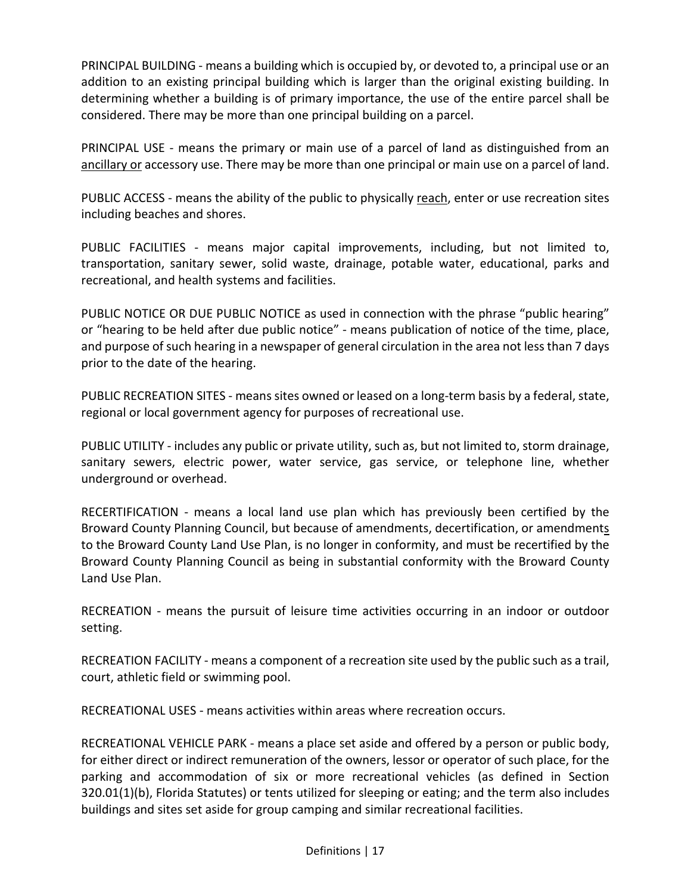PRINCIPAL BUILDING - means a building which is occupied by, or devoted to, a principal use or an addition to an existing principal building which is larger than the original existing building. In determining whether a building is of primary importance, the use of the entire parcel shall be considered. There may be more than one principal building on a parcel.

PRINCIPAL USE - means the primary or main use of a parcel of land as distinguished from an ancillary or accessory use. There may be more than one principal or main use on a parcel of land.

PUBLIC ACCESS - means the ability of the public to physically reach, enter or use recreation sites including beaches and shores.

PUBLIC FACILITIES - means major capital improvements, including, but not limited to, transportation, sanitary sewer, solid waste, drainage, potable water, educational, parks and recreational, and health systems and facilities.

PUBLIC NOTICE OR DUE PUBLIC NOTICE as used in connection with the phrase "public hearing" or "hearing to be held after due public notice" - means publication of notice of the time, place, and purpose of such hearing in a newspaper of general circulation in the area not less than 7 days prior to the date of the hearing.

PUBLIC RECREATION SITES - means sites owned or leased on a long-term basis by a federal, state, regional or local government agency for purposes of recreational use.

PUBLIC UTILITY - includes any public or private utility, such as, but not limited to, storm drainage, sanitary sewers, electric power, water service, gas service, or telephone line, whether underground or overhead.

RECERTIFICATION - means a local land use plan which has previously been certified by the Broward County Planning Council, but because of amendments, decertification, or amendments to the Broward County Land Use Plan, is no longer in conformity, and must be recertified by the Broward County Planning Council as being in substantial conformity with the Broward County Land Use Plan.

RECREATION - means the pursuit of leisure time activities occurring in an indoor or outdoor setting.

RECREATION FACILITY - means a component of a recreation site used by the public such as a trail, court, athletic field or swimming pool.

RECREATIONAL USES - means activities within areas where recreation occurs.

RECREATIONAL VEHICLE PARK - means a place set aside and offered by a person or public body, for either direct or indirect remuneration of the owners, lessor or operator of such place, for the parking and accommodation of six or more recreational vehicles (as defined in Section 320.01(1)(b), Florida Statutes) or tents utilized for sleeping or eating; and the term also includes buildings and sites set aside for group camping and similar recreational facilities.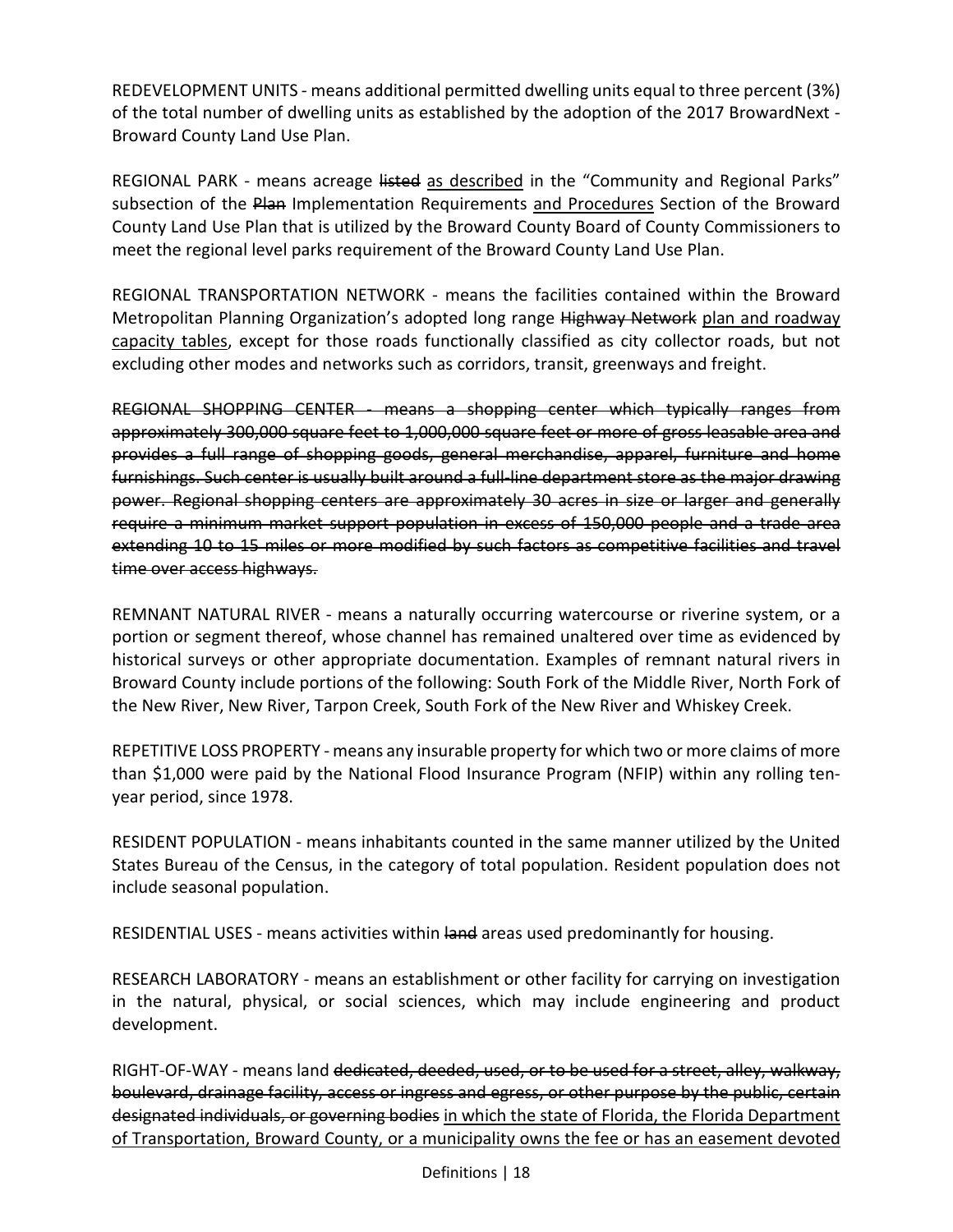REDEVELOPMENT UNITS - means additional permitted dwelling units equal to three percent (3%) of the total number of dwelling units as established by the adoption of the 2017 BrowardNext - Broward County Land Use Plan.

REGIONAL PARK - means acreage ~~listed~~ <u>as described</u> in the "Community and Regional Parks" subsection of the ~~Plan~~ Implementation Requirements <u>and Procedures</u> Section of the Broward County Land Use Plan that is utilized by the Broward County Board of County Commissioners to meet the regional level parks requirement of the Broward County Land Use Plan.

REGIONAL TRANSPORTATION NETWORK - means the facilities contained within the Broward Metropolitan Planning Organization's adopted long range ~~Highway Network~~ <u>plan and roadway capacity tables</u>, except for those roads functionally classified as city collector roads, but not excluding other modes and networks such as corridors, transit, greenways and freight.

~~REGIONAL SHOPPING CENTER - means a shopping center which typically ranges from approximately 300,000 square feet to 1,000,000 square feet or more of gross leasable area and provides a full range of shopping goods, general merchandise, apparel, furniture and home furnishings. Such center is usually built around a full-line department store as the major drawing power. Regional shopping centers are approximately 30 acres in size or larger and generally require a minimum market support population in excess of 150,000 people and a trade area extending 10 to 15 miles or more modified by such factors as competitive facilities and travel time over access highways.~~

REMNANT NATURAL RIVER - means a naturally occurring watercourse or riverine system, or a portion or segment thereof, whose channel has remained unaltered over time as evidenced by historical surveys or other appropriate documentation. Examples of remnant natural rivers in Broward County include portions of the following: South Fork of the Middle River, North Fork of the New River, New River, Tarpon Creek, South Fork of the New River and Whiskey Creek.

REPETITIVE LOSS PROPERTY - means any insurable property for which two or more claims of more than $1,000 were paid by the National Flood Insurance Program (NFIP) within any rolling ten-year period, since 1978.

RESIDENT POPULATION - means inhabitants counted in the same manner utilized by the United States Bureau of the Census, in the category of total population. Resident population does not include seasonal population.

RESIDENTIAL USES - means activities within ~~land~~ areas used predominantly for housing.

RESEARCH LABORATORY - means an establishment or other facility for carrying on investigation in the natural, physical, or social sciences, which may include engineering and product development.

RIGHT-OF-WAY - means land ~~dedicated, deeded, used, or to be used for a street, alley, walkway, boulevard, drainage facility, access or ingress and egress, or other purpose by the public, certain designated individuals, or governing bodies~~ <u>in which the state of Florida, the Florida Department of Transportation, Broward County, or a municipality owns the fee or has an easement devoted</u>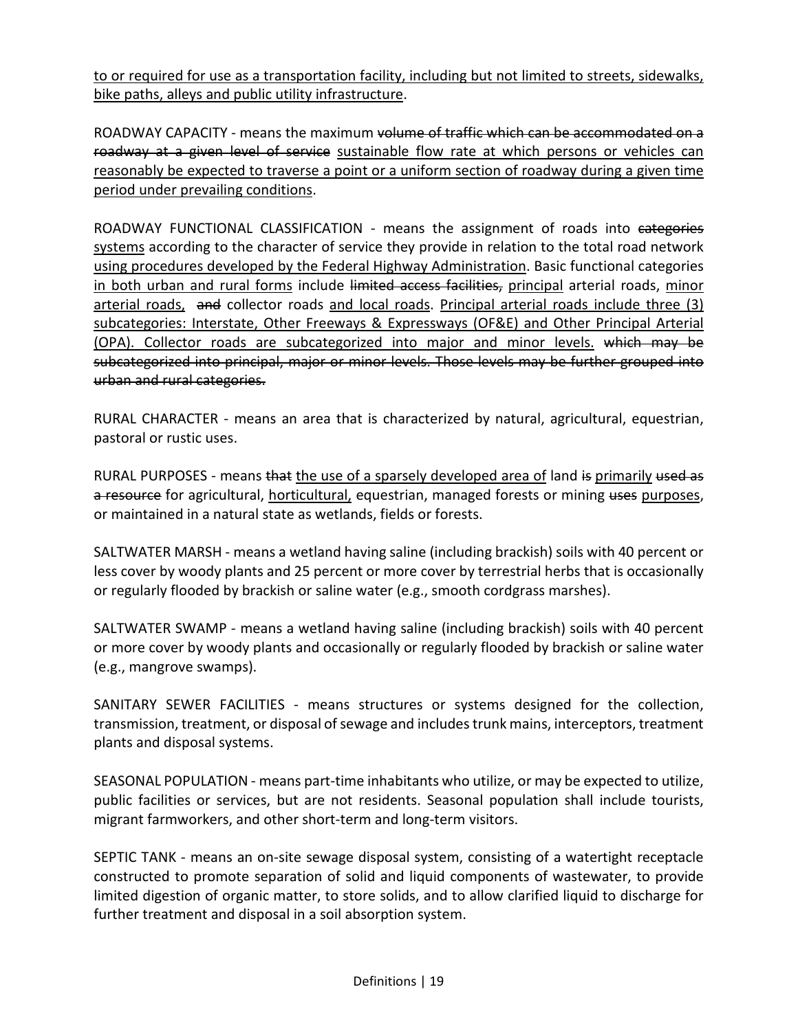<u>to or required for use as a transportation facility, including but not limited to streets, sidewalks, bike paths, alleys and public utility infrastructure</u>.

ROADWAY CAPACITY - means the maximum ~~volume of traffic which can be accommodated on a roadway at a given level of service~~ <u>sustainable flow rate at which persons or vehicles can reasonably be expected to traverse a point or a uniform section of roadway during a given time period under prevailing conditions</u>.

ROADWAY FUNCTIONAL CLASSIFICATION - means the assignment of roads into ~~categories~~ <u>systems</u> according to the character of service they provide in relation to the total road network <u>using procedures developed by the Federal Highway Administration</u>. Basic functional categories <u>in both urban and rural forms</u> include ~~limited access facilities,~~ <u>principal</u> arterial roads, <u>minor arterial roads,</u> ~~and~~ collector roads <u>and local roads</u>. <u>Principal arterial roads include three (3) subcategories: Interstate, Other Freeways & Expressways (OF&E) and Other Principal Arterial (OPA). Collector roads are subcategorized into major and minor levels.</u> ~~which may be subcategorized into principal, major or minor levels. Those levels may be further grouped into urban and rural categories.~~

RURAL CHARACTER - means an area that is characterized by natural, agricultural, equestrian, pastoral or rustic uses.

RURAL PURPOSES - means ~~that~~ <u>the use of a sparsely developed area of</u> land ~~is~~ <u>primarily</u> ~~used as a resource~~ for agricultural, <u>horticultural,</u> equestrian, managed forests or mining ~~uses~~ <u>purposes</u>, or maintained in a natural state as wetlands, fields or forests.

SALTWATER MARSH - means a wetland having saline (including brackish) soils with 40 percent or less cover by woody plants and 25 percent or more cover by terrestrial herbs that is occasionally or regularly flooded by brackish or saline water (e.g., smooth cordgrass marshes).

SALTWATER SWAMP - means a wetland having saline (including brackish) soils with 40 percent or more cover by woody plants and occasionally or regularly flooded by brackish or saline water (e.g., mangrove swamps).

SANITARY SEWER FACILITIES - means structures or systems designed for the collection, transmission, treatment, or disposal of sewage and includes trunk mains, interceptors, treatment plants and disposal systems.

SEASONAL POPULATION - means part-time inhabitants who utilize, or may be expected to utilize, public facilities or services, but are not residents. Seasonal population shall include tourists, migrant farmworkers, and other short-term and long-term visitors.

SEPTIC TANK - means an on-site sewage disposal system, consisting of a watertight receptacle constructed to promote separation of solid and liquid components of wastewater, to provide limited digestion of organic matter, to store solids, and to allow clarified liquid to discharge for further treatment and disposal in a soil absorption system.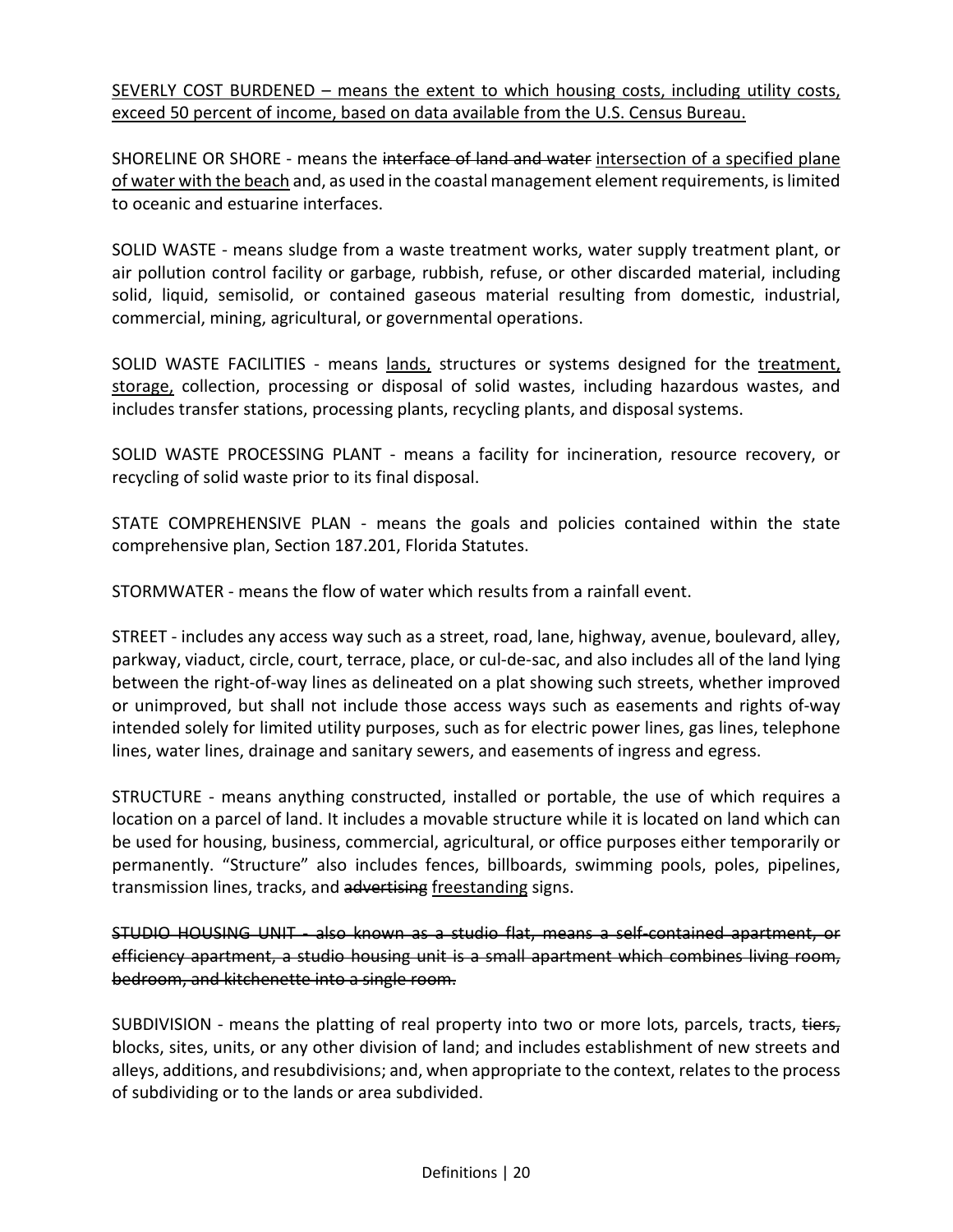<u>SEVERLY COST BURDENED – means the extent to which housing costs, including utility costs, exceed 50 percent of income, based on data available from the U.S. Census Bureau.</u>

SHORELINE OR SHORE - means the ~~interface of land and water~~ <u>intersection of a specified plane of water with the beach</u> and, as used in the coastal management element requirements, is limited to oceanic and estuarine interfaces.

SOLID WASTE - means sludge from a waste treatment works, water supply treatment plant, or air pollution control facility or garbage, rubbish, refuse, or other discarded material, including solid, liquid, semisolid, or contained gaseous material resulting from domestic, industrial, commercial, mining, agricultural, or governmental operations.

SOLID WASTE FACILITIES - means <u>lands,</u> structures or systems designed for the <u>treatment, storage,</u> collection, processing or disposal of solid wastes, including hazardous wastes, and includes transfer stations, processing plants, recycling plants, and disposal systems.

SOLID WASTE PROCESSING PLANT - means a facility for incineration, resource recovery, or recycling of solid waste prior to its final disposal.

STATE COMPREHENSIVE PLAN - means the goals and policies contained within the state comprehensive plan, Section 187.201, Florida Statutes.

STORMWATER - means the flow of water which results from a rainfall event.

STREET - includes any access way such as a street, road, lane, highway, avenue, boulevard, alley, parkway, viaduct, circle, court, terrace, place, or cul-de-sac, and also includes all of the land lying between the right-of-way lines as delineated on a plat showing such streets, whether improved or unimproved, but shall not include those access ways such as easements and rights of-way intended solely for limited utility purposes, such as for electric power lines, gas lines, telephone lines, water lines, drainage and sanitary sewers, and easements of ingress and egress.

STRUCTURE - means anything constructed, installed or portable, the use of which requires a location on a parcel of land. It includes a movable structure while it is located on land which can be used for housing, business, commercial, agricultural, or office purposes either temporarily or permanently. "Structure" also includes fences, billboards, swimming pools, poles, pipelines, transmission lines, tracks, and ~~advertising~~ <u>freestanding</u> signs.

~~STUDIO HOUSING UNIT - also known as a studio flat, means a self-contained apartment, or efficiency apartment, a studio housing unit is a small apartment which combines living room, bedroom, and kitchenette into a single room.~~

SUBDIVISION - means the platting of real property into two or more lots, parcels, tracts, ~~tiers,~~ blocks, sites, units, or any other division of land; and includes establishment of new streets and alleys, additions, and resubdivisions; and, when appropriate to the context, relates to the process of subdividing or to the lands or area subdivided.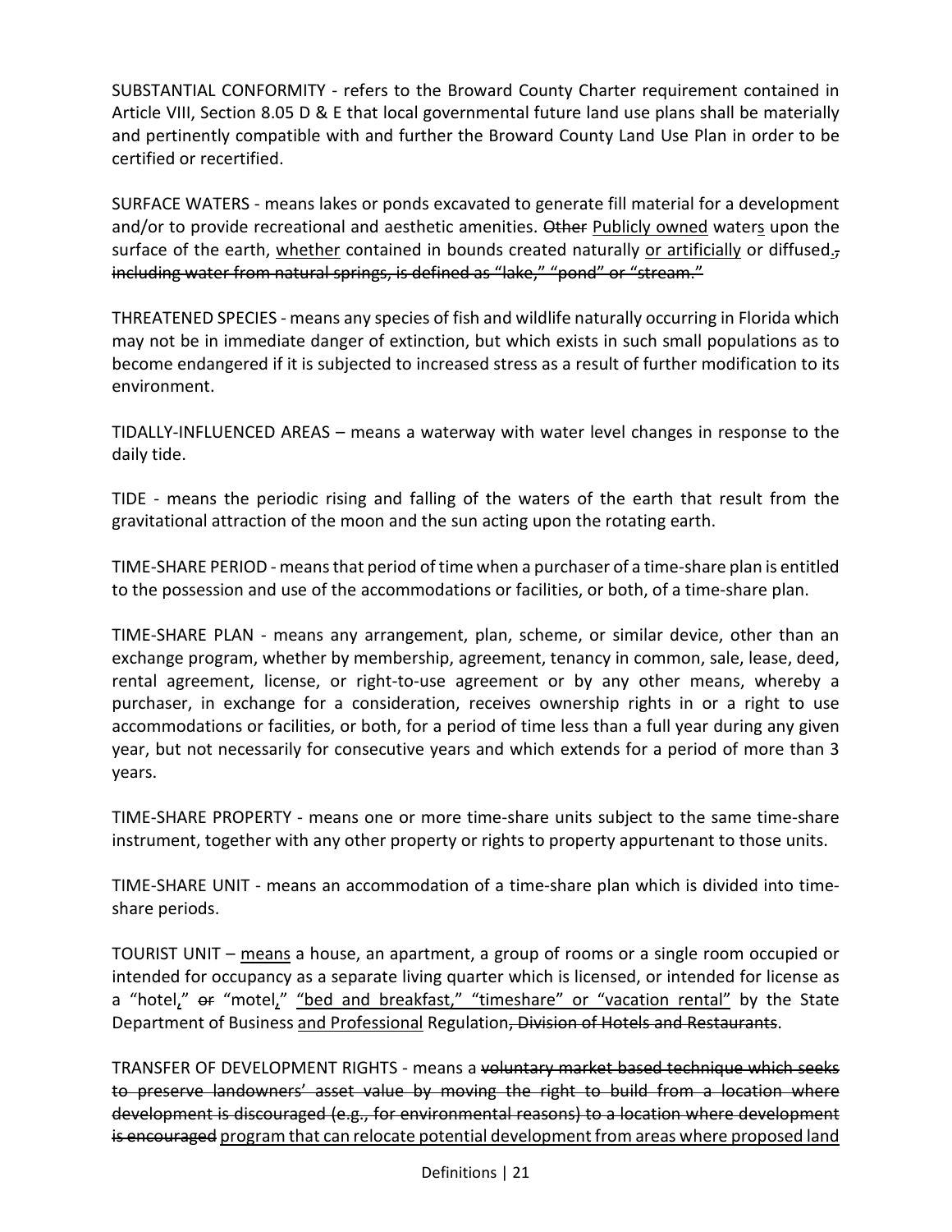SUBSTANTIAL CONFORMITY - refers to the Broward County Charter requirement contained in Article VIII, Section 8.05 D & E that local governmental future land use plans shall be materially and pertinently compatible with and further the Broward County Land Use Plan in order to be certified or recertified.

SURFACE WATERS - means lakes or ponds excavated to generate fill material for a development and/or to provide recreational and aesthetic amenities. ~~Other~~ <u>Publicly owned</u> water<u>s</u> upon the surface of the earth, <u>whether</u> contained in bounds created naturally <u>or artificially</u> or diffused<u>.</u>~~, including water from natural springs, is defined as "lake," "pond" or "stream."~~

THREATENED SPECIES - means any species of fish and wildlife naturally occurring in Florida which may not be in immediate danger of extinction, but which exists in such small populations as to become endangered if it is subjected to increased stress as a result of further modification to its environment.

TIDALLY-INFLUENCED AREAS – means a waterway with water level changes in response to the daily tide.

TIDE - means the periodic rising and falling of the waters of the earth that result from the gravitational attraction of the moon and the sun acting upon the rotating earth.

TIME-SHARE PERIOD - means that period of time when a purchaser of a time-share plan is entitled to the possession and use of the accommodations or facilities, or both, of a time-share plan.

TIME-SHARE PLAN - means any arrangement, plan, scheme, or similar device, other than an exchange program, whether by membership, agreement, tenancy in common, sale, lease, deed, rental agreement, license, or right-to-use agreement or by any other means, whereby a purchaser, in exchange for a consideration, receives ownership rights in or a right to use accommodations or facilities, or both, for a period of time less than a full year during any given year, but not necessarily for consecutive years and which extends for a period of more than 3 years.

TIME-SHARE PROPERTY - means one or more time-share units subject to the same time-share instrument, together with any other property or rights to property appurtenant to those units.

TIME-SHARE UNIT - means an accommodation of a time-share plan which is divided into time-share periods.

TOURIST UNIT – <u>means</u> a house, an apartment, a group of rooms or a single room occupied or intended for occupancy as a separate living quarter which is licensed, or intended for license as a "hotel<u>,</u>" ~~or~~ "motel<u>,</u>" <u>"bed and breakfast," "timeshare" or "vacation rental"</u> by the State Department of Business <u>and Professional</u> Regulation~~, Division of Hotels and Restaurants~~.

TRANSFER OF DEVELOPMENT RIGHTS - means a ~~voluntary market based technique which seeks to preserve landowners' asset value by moving the right to build from a location where development is discouraged (e.g., for environmental reasons) to a location where development is encouraged~~ <u>program that can relocate potential development from areas where proposed land</u>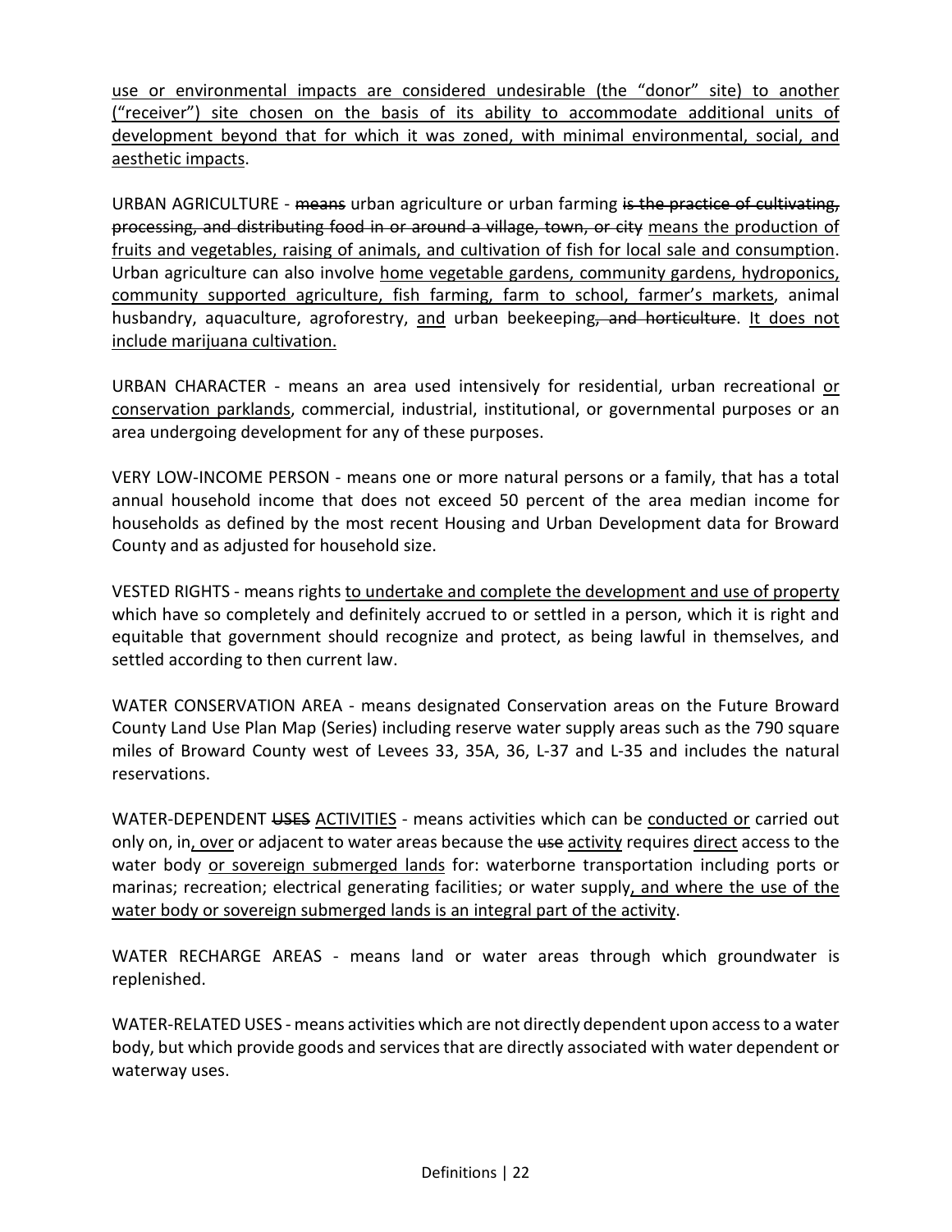<u>use or environmental impacts are considered undesirable (the "donor" site) to another ("receiver") site chosen on the basis of its ability to accommodate additional units of development beyond that for which it was zoned, with minimal environmental, social, and aesthetic impacts</u>.

URBAN AGRICULTURE - ~~means~~ urban agriculture or urban farming ~~is the practice of cultivating, processing, and distributing food in or around a village, town, or city~~ <u>means the production of fruits and vegetables, raising of animals, and cultivation of fish for local sale and consumption</u>. Urban agriculture can also involve <u>home vegetable gardens, community gardens, hydroponics, community supported agriculture, fish farming, farm to school, farmer's markets</u>, animal husbandry, aquaculture, agroforestry, <u>and</u> urban beekeeping~~, and horticulture~~. <u>It does not include marijuana cultivation.</u>

URBAN CHARACTER - means an area used intensively for residential, urban recreational <u>or conservation parklands</u>, commercial, industrial, institutional, or governmental purposes or an area undergoing development for any of these purposes.

VERY LOW-INCOME PERSON - means one or more natural persons or a family, that has a total annual household income that does not exceed 50 percent of the area median income for households as defined by the most recent Housing and Urban Development data for Broward County and as adjusted for household size.

VESTED RIGHTS - means rights <u>to undertake and complete the development and use of property</u> which have so completely and definitely accrued to or settled in a person, which it is right and equitable that government should recognize and protect, as being lawful in themselves, and settled according to then current law.

WATER CONSERVATION AREA - means designated Conservation areas on the Future Broward County Land Use Plan Map (Series) including reserve water supply areas such as the 790 square miles of Broward County west of Levees 33, 35A, 36, L-37 and L-35 and includes the natural reservations.

WATER-DEPENDENT ~~USES~~ <u>ACTIVITIES</u> - means activities which can be <u>conducted or</u> carried out only on, in<u>, over</u> or adjacent to water areas because the ~~use~~ <u>activity</u> requires <u>direct</u> access to the water body <u>or sovereign submerged lands</u> for: waterborne transportation including ports or marinas; recreation; electrical generating facilities; or water supply<u>, and where the use of the water body or sovereign submerged lands is an integral part of the activity</u>.

WATER RECHARGE AREAS - means land or water areas through which groundwater is replenished.

WATER-RELATED USES - means activities which are not directly dependent upon access to a water body, but which provide goods and services that are directly associated with water dependent or waterway uses.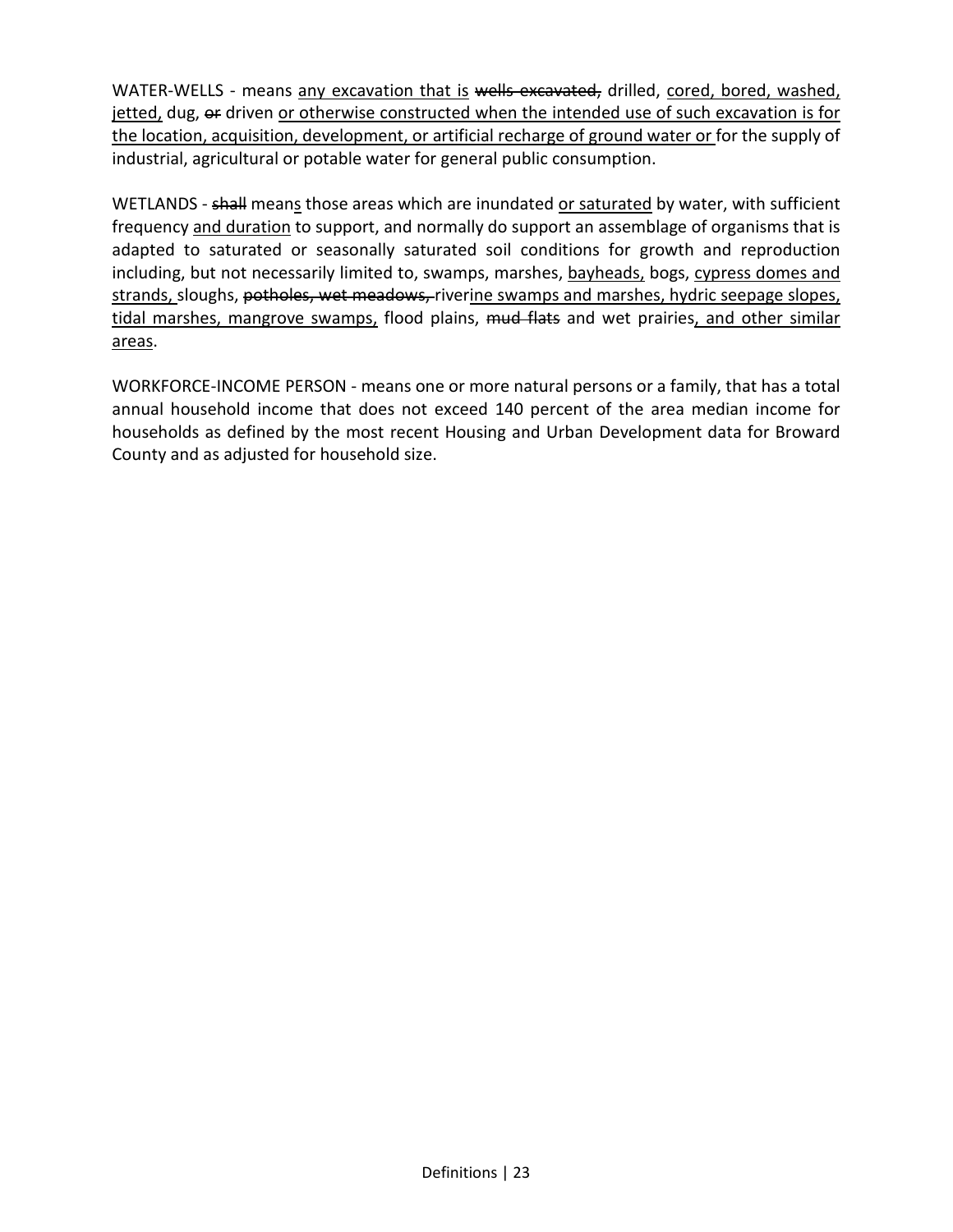WATER-WELLS - means <u>any excavation that is</u> ~~wells excavated,~~ drilled, <u>cored, bored, washed, jetted,</u> dug, ~~or~~ driven <u>or otherwise constructed when the intended use of such excavation is for the location, acquisition, development, or artificial recharge of ground water or</u> for the supply of industrial, agricultural or potable water for general public consumption.

WETLANDS - ~~shall~~ mean<u>s</u> those areas which are inundated <u>or saturated</u> by water, with sufficient frequency <u>and duration</u> to support, and normally do support an assemblage of organisms that is adapted to saturated or seasonally saturated soil conditions for growth and reproduction including, but not necessarily limited to, swamps, marshes, <u>bayheads,</u> bogs, <u>cypress domes and strands,</u> sloughs, ~~potholes, wet meadows,~~ river<u>ine swamps and marshes, hydric seepage slopes, tidal marshes, mangrove swamps,</u> flood plains, ~~mud flats~~ and wet prairies<u>, and other similar areas</u>.

WORKFORCE-INCOME PERSON - means one or more natural persons or a family, that has a total annual household income that does not exceed 140 percent of the area median income for households as defined by the most recent Housing and Urban Development data for Broward County and as adjusted for household size.